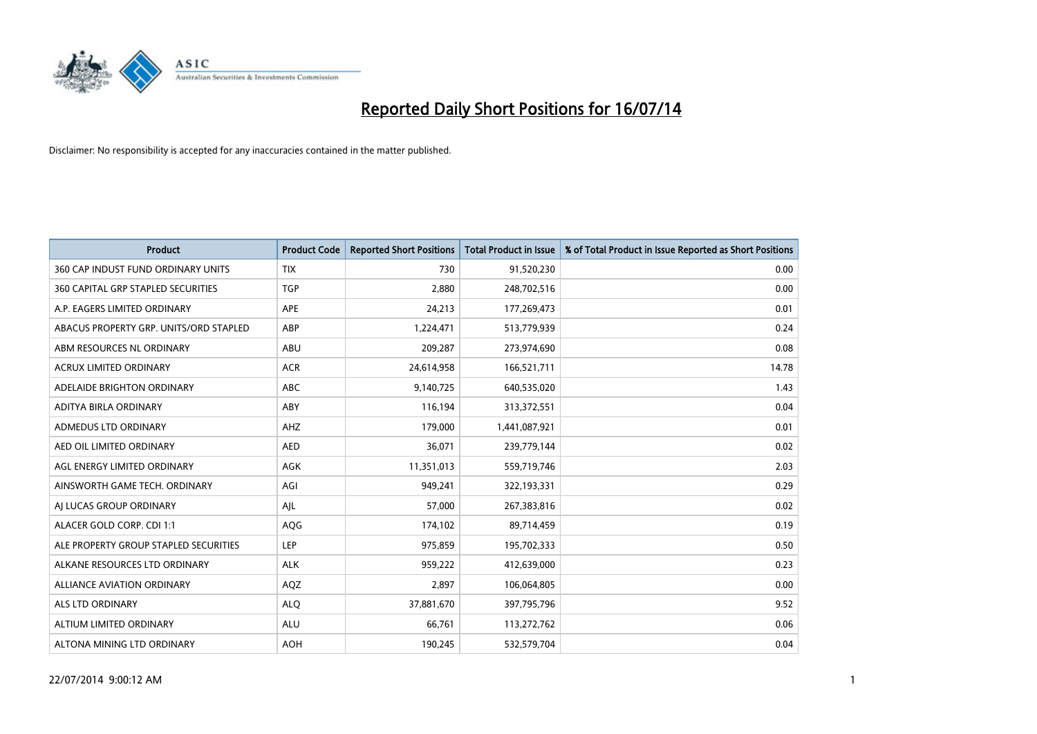# Reported Daily Short Positions for 16/07/14

Disclaimer: No responsibility is accepted for any inaccuracies contained in the matter published.

| Product | Product Code | Reported Short Positions | Total Product in Issue | % of Total Product in Issue Reported as Short Positions |
|---|---|---|---|---|
| 360 CAP INDUST FUND ORDINARY UNITS | TIX | 730 | 91,520,230 | 0.00 |
| 360 CAPITAL GRP STAPLED SECURITIES | TGP | 2,880 | 248,702,516 | 0.00 |
| A.P. EAGERS LIMITED ORDINARY | APE | 24,213 | 177,269,473 | 0.01 |
| ABACUS PROPERTY GRP. UNITS/ORD STAPLED | ABP | 1,224,471 | 513,779,939 | 0.24 |
| ABM RESOURCES NL ORDINARY | ABU | 209,287 | 273,974,690 | 0.08 |
| ACRUX LIMITED ORDINARY | ACR | 24,614,958 | 166,521,711 | 14.78 |
| ADELAIDE BRIGHTON ORDINARY | ABC | 9,140,725 | 640,535,020 | 1.43 |
| ADITYA BIRLA ORDINARY | ABY | 116,194 | 313,372,551 | 0.04 |
| ADMEDUS LTD ORDINARY | AHZ | 179,000 | 1,441,087,921 | 0.01 |
| AED OIL LIMITED ORDINARY | AED | 36,071 | 239,779,144 | 0.02 |
| AGL ENERGY LIMITED ORDINARY | AGK | 11,351,013 | 559,719,746 | 2.03 |
| AINSWORTH GAME TECH. ORDINARY | AGI | 949,241 | 322,193,331 | 0.29 |
| AJ LUCAS GROUP ORDINARY | AJL | 57,000 | 267,383,816 | 0.02 |
| ALACER GOLD CORP. CDI 1:1 | AQG | 174,102 | 89,714,459 | 0.19 |
| ALE PROPERTY GROUP STAPLED SECURITIES | LEP | 975,859 | 195,702,333 | 0.50 |
| ALKANE RESOURCES LTD ORDINARY | ALK | 959,222 | 412,639,000 | 0.23 |
| ALLIANCE AVIATION ORDINARY | AQZ | 2,897 | 106,064,805 | 0.00 |
| ALS LTD ORDINARY | ALQ | 37,881,670 | 397,795,796 | 9.52 |
| ALTIUM LIMITED ORDINARY | ALU | 66,761 | 113,272,762 | 0.06 |
| ALTONA MINING LTD ORDINARY | AOH | 190,245 | 532,579,704 | 0.04 |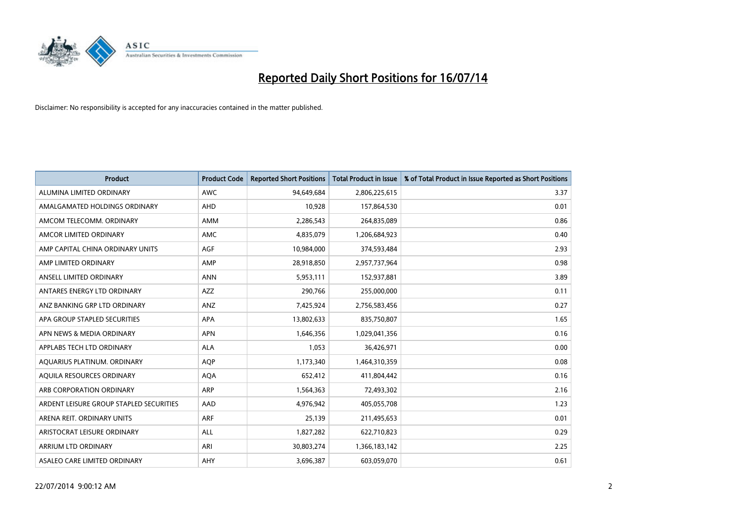# Reported Daily Short Positions for 16/07/14

Disclaimer: No responsibility is accepted for any inaccuracies contained in the matter published.

| Product | Product Code | Reported Short Positions | Total Product in Issue | % of Total Product in Issue Reported as Short Positions |
| --- | --- | --- | --- | --- |
| ALUMINA LIMITED ORDINARY | AWC | 94,649,684 | 2,806,225,615 | 3.37 |
| AMALGAMATED HOLDINGS ORDINARY | AHD | 10,928 | 157,864,530 | 0.01 |
| AMCOM TELECOMM. ORDINARY | AMM | 2,286,543 | 264,835,089 | 0.86 |
| AMCOR LIMITED ORDINARY | AMC | 4,835,079 | 1,206,684,923 | 0.40 |
| AMP CAPITAL CHINA ORDINARY UNITS | AGF | 10,984,000 | 374,593,484 | 2.93 |
| AMP LIMITED ORDINARY | AMP | 28,918,850 | 2,957,737,964 | 0.98 |
| ANSELL LIMITED ORDINARY | ANN | 5,953,111 | 152,937,881 | 3.89 |
| ANTARES ENERGY LTD ORDINARY | AZZ | 290,766 | 255,000,000 | 0.11 |
| ANZ BANKING GRP LTD ORDINARY | ANZ | 7,425,924 | 2,756,583,456 | 0.27 |
| APA GROUP STAPLED SECURITIES | APA | 13,802,633 | 835,750,807 | 1.65 |
| APN NEWS & MEDIA ORDINARY | APN | 1,646,356 | 1,029,041,356 | 0.16 |
| APPLABS TECH LTD ORDINARY | ALA | 1,053 | 36,426,971 | 0.00 |
| AQUARIUS PLATINUM. ORDINARY | AQP | 1,173,340 | 1,464,310,359 | 0.08 |
| AQUILA RESOURCES ORDINARY | AQA | 652,412 | 411,804,442 | 0.16 |
| ARB CORPORATION ORDINARY | ARP | 1,564,363 | 72,493,302 | 2.16 |
| ARDENT LEISURE GROUP STAPLED SECURITIES | AAD | 4,976,942 | 405,055,708 | 1.23 |
| ARENA REIT. ORDINARY UNITS | ARF | 25,139 | 211,495,653 | 0.01 |
| ARISTOCRAT LEISURE ORDINARY | ALL | 1,827,282 | 622,710,823 | 0.29 |
| ARRIUM LTD ORDINARY | ARI | 30,803,274 | 1,366,183,142 | 2.25 |
| ASALEO CARE LIMITED ORDINARY | AHY | 3,696,387 | 603,059,070 | 0.61 |

22/07/2014 9:00:12 AM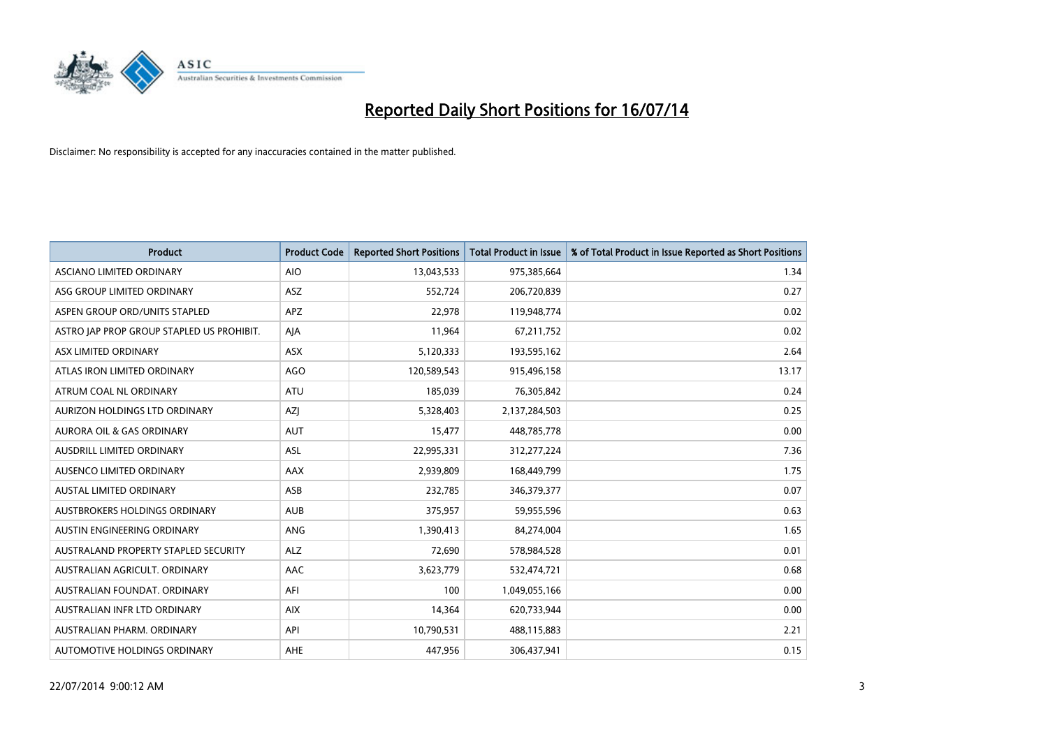# Reported Daily Short Positions for 16/07/14

Disclaimer: No responsibility is accepted for any inaccuracies contained in the matter published.

| Product | Product Code | Reported Short Positions | Total Product in Issue | % of Total Product in Issue Reported as Short Positions |
|---|---|---|---|---|
| ASCIANO LIMITED ORDINARY | AIO | 13,043,533 | 975,385,664 | 1.34 |
| ASG GROUP LIMITED ORDINARY | ASZ | 552,724 | 206,720,839 | 0.27 |
| ASPEN GROUP ORD/UNITS STAPLED | APZ | 22,978 | 119,948,774 | 0.02 |
| ASTRO JAP PROP GROUP STAPLED US PROHIBIT. | AJA | 11,964 | 67,211,752 | 0.02 |
| ASX LIMITED ORDINARY | ASX | 5,120,333 | 193,595,162 | 2.64 |
| ATLAS IRON LIMITED ORDINARY | AGO | 120,589,543 | 915,496,158 | 13.17 |
| ATRUM COAL NL ORDINARY | ATU | 185,039 | 76,305,842 | 0.24 |
| AURIZON HOLDINGS LTD ORDINARY | AZJ | 5,328,403 | 2,137,284,503 | 0.25 |
| AURORA OIL & GAS ORDINARY | AUT | 15,477 | 448,785,778 | 0.00 |
| AUSDRILL LIMITED ORDINARY | ASL | 22,995,331 | 312,277,224 | 7.36 |
| AUSENCO LIMITED ORDINARY | AAX | 2,939,809 | 168,449,799 | 1.75 |
| AUSTAL LIMITED ORDINARY | ASB | 232,785 | 346,379,377 | 0.07 |
| AUSTBROKERS HOLDINGS ORDINARY | AUB | 375,957 | 59,955,596 | 0.63 |
| AUSTIN ENGINEERING ORDINARY | ANG | 1,390,413 | 84,274,004 | 1.65 |
| AUSTRALAND PROPERTY STAPLED SECURITY | ALZ | 72,690 | 578,984,528 | 0.01 |
| AUSTRALIAN AGRICULT. ORDINARY | AAC | 3,623,779 | 532,474,721 | 0.68 |
| AUSTRALIAN FOUNDAT. ORDINARY | AFI | 100 | 1,049,055,166 | 0.00 |
| AUSTRALIAN INFR LTD ORDINARY | AIX | 14,364 | 620,733,944 | 0.00 |
| AUSTRALIAN PHARM. ORDINARY | API | 10,790,531 | 488,115,883 | 2.21 |
| AUTOMOTIVE HOLDINGS ORDINARY | AHE | 447,956 | 306,437,941 | 0.15 |

22/07/2014 9:00:12 AM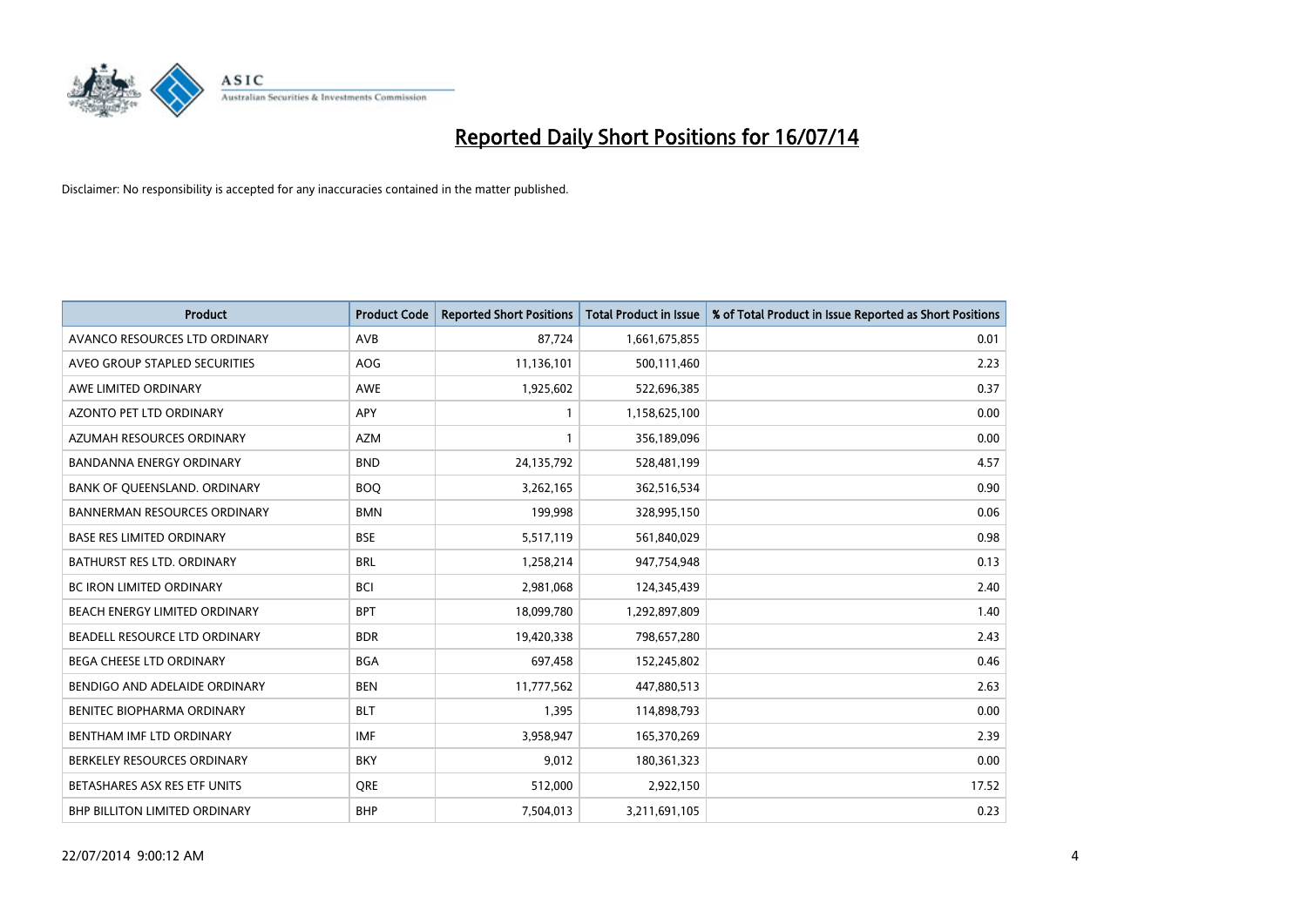# Reported Daily Short Positions for 16/07/14

Disclaimer: No responsibility is accepted for any inaccuracies contained in the matter published.

| Product | Product Code | Reported Short Positions | Total Product in Issue | % of Total Product in Issue Reported as Short Positions |
|---|---|---|---|---|
| AVANCO RESOURCES LTD ORDINARY | AVB | 87,724 | 1,661,675,855 | 0.01 |
| AVEO GROUP STAPLED SECURITIES | AOG | 11,136,101 | 500,111,460 | 2.23 |
| AWE LIMITED ORDINARY | AWE | 1,925,602 | 522,696,385 | 0.37 |
| AZONTO PET LTD ORDINARY | APY | 1 | 1,158,625,100 | 0.00 |
| AZUMAH RESOURCES ORDINARY | AZM | 1 | 356,189,096 | 0.00 |
| BANDANNA ENERGY ORDINARY | BND | 24,135,792 | 528,481,199 | 4.57 |
| BANK OF QUEENSLAND. ORDINARY | BOQ | 3,262,165 | 362,516,534 | 0.90 |
| BANNERMAN RESOURCES ORDINARY | BMN | 199,998 | 328,995,150 | 0.06 |
| BASE RES LIMITED ORDINARY | BSE | 5,517,119 | 561,840,029 | 0.98 |
| BATHURST RES LTD. ORDINARY | BRL | 1,258,214 | 947,754,948 | 0.13 |
| BC IRON LIMITED ORDINARY | BCI | 2,981,068 | 124,345,439 | 2.40 |
| BEACH ENERGY LIMITED ORDINARY | BPT | 18,099,780 | 1,292,897,809 | 1.40 |
| BEADELL RESOURCE LTD ORDINARY | BDR | 19,420,338 | 798,657,280 | 2.43 |
| BEGA CHEESE LTD ORDINARY | BGA | 697,458 | 152,245,802 | 0.46 |
| BENDIGO AND ADELAIDE ORDINARY | BEN | 11,777,562 | 447,880,513 | 2.63 |
| BENITEC BIOPHARMA ORDINARY | BLT | 1,395 | 114,898,793 | 0.00 |
| BENTHAM IMF LTD ORDINARY | IMF | 3,958,947 | 165,370,269 | 2.39 |
| BERKELEY RESOURCES ORDINARY | BKY | 9,012 | 180,361,323 | 0.00 |
| BETASHARES ASX RES ETF UNITS | QRE | 512,000 | 2,922,150 | 17.52 |
| BHP BILLITON LIMITED ORDINARY | BHP | 7,504,013 | 3,211,691,105 | 0.23 |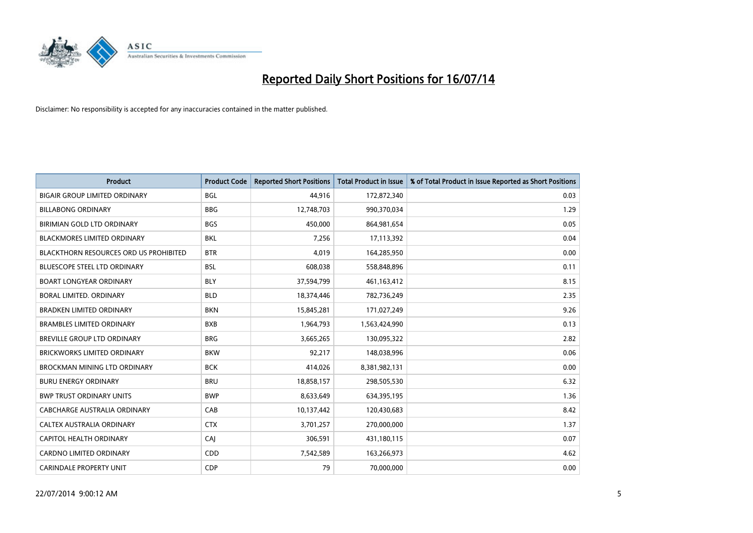# Reported Daily Short Positions for 16/07/14

Disclaimer: No responsibility is accepted for any inaccuracies contained in the matter published.

| Product | Product Code | Reported Short Positions | Total Product in Issue | % of Total Product in Issue Reported as Short Positions |
| --- | --- | --- | --- | --- |
| BIGAIR GROUP LIMITED ORDINARY | BGL | 44,916 | 172,872,340 | 0.03 |
| BILLABONG ORDINARY | BBG | 12,748,703 | 990,370,034 | 1.29 |
| BIRIMIAN GOLD LTD ORDINARY | BGS | 450,000 | 864,981,654 | 0.05 |
| BLACKMORES LIMITED ORDINARY | BKL | 7,256 | 17,113,392 | 0.04 |
| BLACKTHORN RESOURCES ORD US PROHIBITED | BTR | 4,019 | 164,285,950 | 0.00 |
| BLUESCOPE STEEL LTD ORDINARY | BSL | 608,038 | 558,848,896 | 0.11 |
| BOART LONGYEAR ORDINARY | BLY | 37,594,799 | 461,163,412 | 8.15 |
| BORAL LIMITED. ORDINARY | BLD | 18,374,446 | 782,736,249 | 2.35 |
| BRADKEN LIMITED ORDINARY | BKN | 15,845,281 | 171,027,249 | 9.26 |
| BRAMBLES LIMITED ORDINARY | BXB | 1,964,793 | 1,563,424,990 | 0.13 |
| BREVILLE GROUP LTD ORDINARY | BRG | 3,665,265 | 130,095,322 | 2.82 |
| BRICKWORKS LIMITED ORDINARY | BKW | 92,217 | 148,038,996 | 0.06 |
| BROCKMAN MINING LTD ORDINARY | BCK | 414,026 | 8,381,982,131 | 0.00 |
| BURU ENERGY ORDINARY | BRU | 18,858,157 | 298,505,530 | 6.32 |
| BWP TRUST ORDINARY UNITS | BWP | 8,633,649 | 634,395,195 | 1.36 |
| CABCHARGE AUSTRALIA ORDINARY | CAB | 10,137,442 | 120,430,683 | 8.42 |
| CALTEX AUSTRALIA ORDINARY | CTX | 3,701,257 | 270,000,000 | 1.37 |
| CAPITOL HEALTH ORDINARY | CAJ | 306,591 | 431,180,115 | 0.07 |
| CARDNO LIMITED ORDINARY | CDD | 7,542,589 | 163,266,973 | 4.62 |
| CARINDALE PROPERTY UNIT | CDP | 79 | 70,000,000 | 0.00 |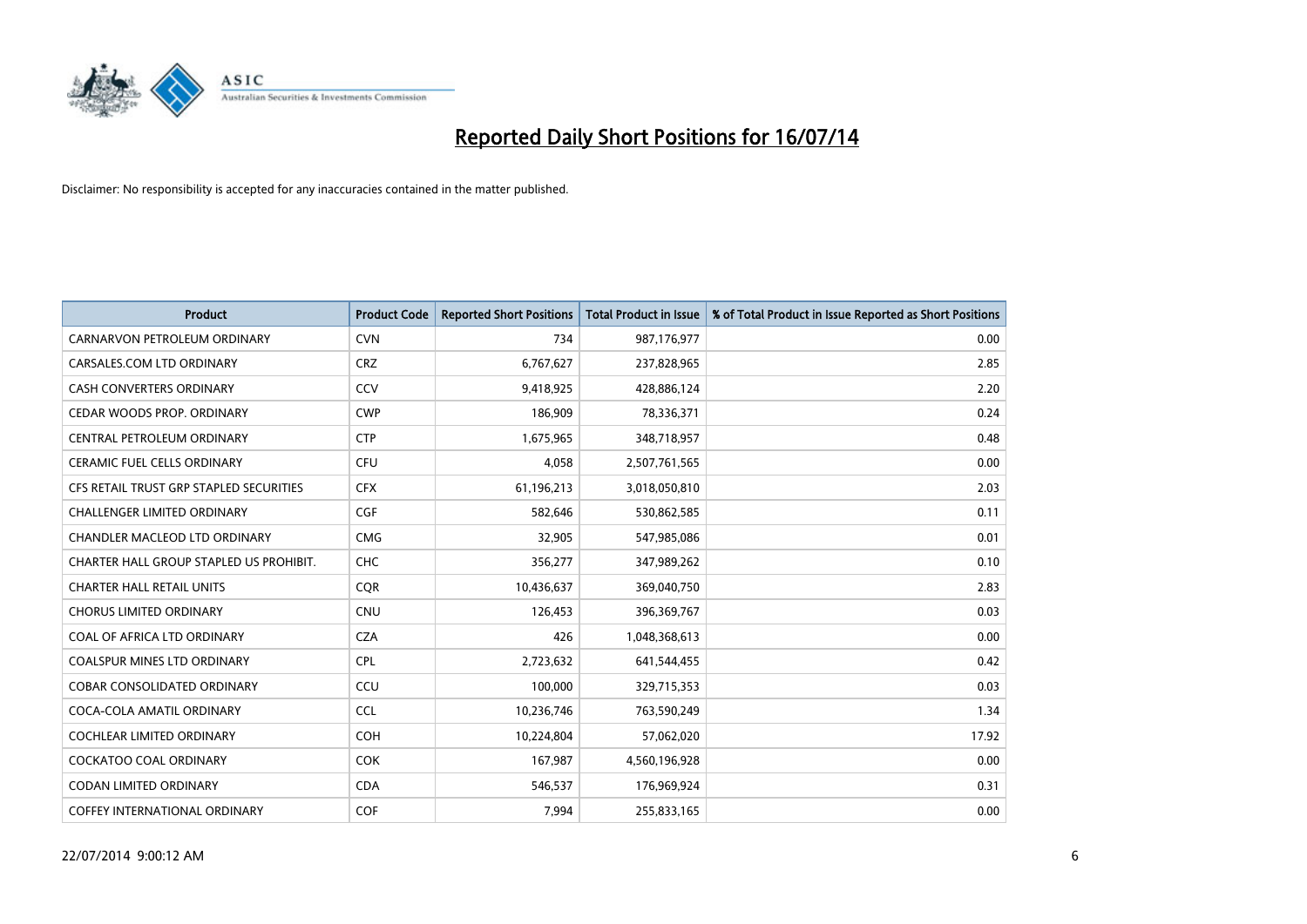# Reported Daily Short Positions for 16/07/14

Disclaimer: No responsibility is accepted for any inaccuracies contained in the matter published.

| Product | Product Code | Reported Short Positions | Total Product in Issue | % of Total Product in Issue Reported as Short Positions |
|---|---|---|---|---|
| CARNARVON PETROLEUM ORDINARY | CVN | 734 | 987,176,977 | 0.00 |
| CARSALES.COM LTD ORDINARY | CRZ | 6,767,627 | 237,828,965 | 2.85 |
| CASH CONVERTERS ORDINARY | CCV | 9,418,925 | 428,886,124 | 2.20 |
| CEDAR WOODS PROP. ORDINARY | CWP | 186,909 | 78,336,371 | 0.24 |
| CENTRAL PETROLEUM ORDINARY | CTP | 1,675,965 | 348,718,957 | 0.48 |
| CERAMIC FUEL CELLS ORDINARY | CFU | 4,058 | 2,507,761,565 | 0.00 |
| CFS RETAIL TRUST GRP STAPLED SECURITIES | CFX | 61,196,213 | 3,018,050,810 | 2.03 |
| CHALLENGER LIMITED ORDINARY | CGF | 582,646 | 530,862,585 | 0.11 |
| CHANDLER MACLEOD LTD ORDINARY | CMG | 32,905 | 547,985,086 | 0.01 |
| CHARTER HALL GROUP STAPLED US PROHIBIT. | CHC | 356,277 | 347,989,262 | 0.10 |
| CHARTER HALL RETAIL UNITS | CQR | 10,436,637 | 369,040,750 | 2.83 |
| CHORUS LIMITED ORDINARY | CNU | 126,453 | 396,369,767 | 0.03 |
| COAL OF AFRICA LTD ORDINARY | CZA | 426 | 1,048,368,613 | 0.00 |
| COALSPUR MINES LTD ORDINARY | CPL | 2,723,632 | 641,544,455 | 0.42 |
| COBAR CONSOLIDATED ORDINARY | CCU | 100,000 | 329,715,353 | 0.03 |
| COCA-COLA AMATIL ORDINARY | CCL | 10,236,746 | 763,590,249 | 1.34 |
| COCHLEAR LIMITED ORDINARY | COH | 10,224,804 | 57,062,020 | 17.92 |
| COCKATOO COAL ORDINARY | COK | 167,987 | 4,560,196,928 | 0.00 |
| CODAN LIMITED ORDINARY | CDA | 546,537 | 176,969,924 | 0.31 |
| COFFEY INTERNATIONAL ORDINARY | COF | 7,994 | 255,833,165 | 0.00 |

22/07/2014 9:00:12 AM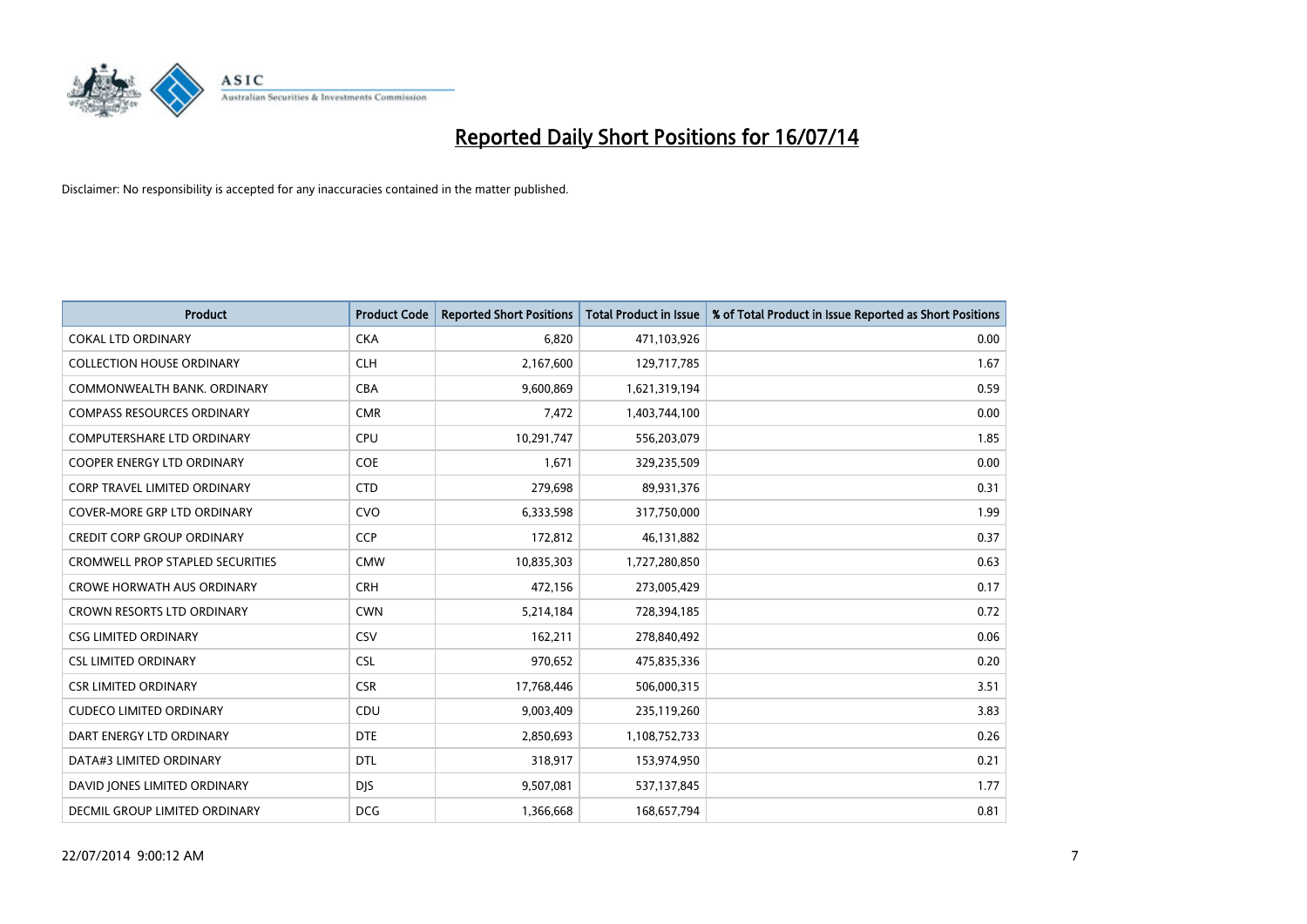# Reported Daily Short Positions for 16/07/14

Disclaimer: No responsibility is accepted for any inaccuracies contained in the matter published.

| Product | Product Code | Reported Short Positions | Total Product in Issue | % of Total Product in Issue Reported as Short Positions |
|---|---|---|---|---|
| COKAL LTD ORDINARY | CKA | 6,820 | 471,103,926 | 0.00 |
| COLLECTION HOUSE ORDINARY | CLH | 2,167,600 | 129,717,785 | 1.67 |
| COMMONWEALTH BANK. ORDINARY | CBA | 9,600,869 | 1,621,319,194 | 0.59 |
| COMPASS RESOURCES ORDINARY | CMR | 7,472 | 1,403,744,100 | 0.00 |
| COMPUTERSHARE LTD ORDINARY | CPU | 10,291,747 | 556,203,079 | 1.85 |
| COOPER ENERGY LTD ORDINARY | COE | 1,671 | 329,235,509 | 0.00 |
| CORP TRAVEL LIMITED ORDINARY | CTD | 279,698 | 89,931,376 | 0.31 |
| COVER-MORE GRP LTD ORDINARY | CVO | 6,333,598 | 317,750,000 | 1.99 |
| CREDIT CORP GROUP ORDINARY | CCP | 172,812 | 46,131,882 | 0.37 |
| CROMWELL PROP STAPLED SECURITIES | CMW | 10,835,303 | 1,727,280,850 | 0.63 |
| CROWE HORWATH AUS ORDINARY | CRH | 472,156 | 273,005,429 | 0.17 |
| CROWN RESORTS LTD ORDINARY | CWN | 5,214,184 | 728,394,185 | 0.72 |
| CSG LIMITED ORDINARY | CSV | 162,211 | 278,840,492 | 0.06 |
| CSL LIMITED ORDINARY | CSL | 970,652 | 475,835,336 | 0.20 |
| CSR LIMITED ORDINARY | CSR | 17,768,446 | 506,000,315 | 3.51 |
| CUDECO LIMITED ORDINARY | CDU | 9,003,409 | 235,119,260 | 3.83 |
| DART ENERGY LTD ORDINARY | DTE | 2,850,693 | 1,108,752,733 | 0.26 |
| DATA#3 LIMITED ORDINARY | DTL | 318,917 | 153,974,950 | 0.21 |
| DAVID JONES LIMITED ORDINARY | DJS | 9,507,081 | 537,137,845 | 1.77 |
| DECMIL GROUP LIMITED ORDINARY | DCG | 1,366,668 | 168,657,794 | 0.81 |

22/07/2014 9:00:12 AM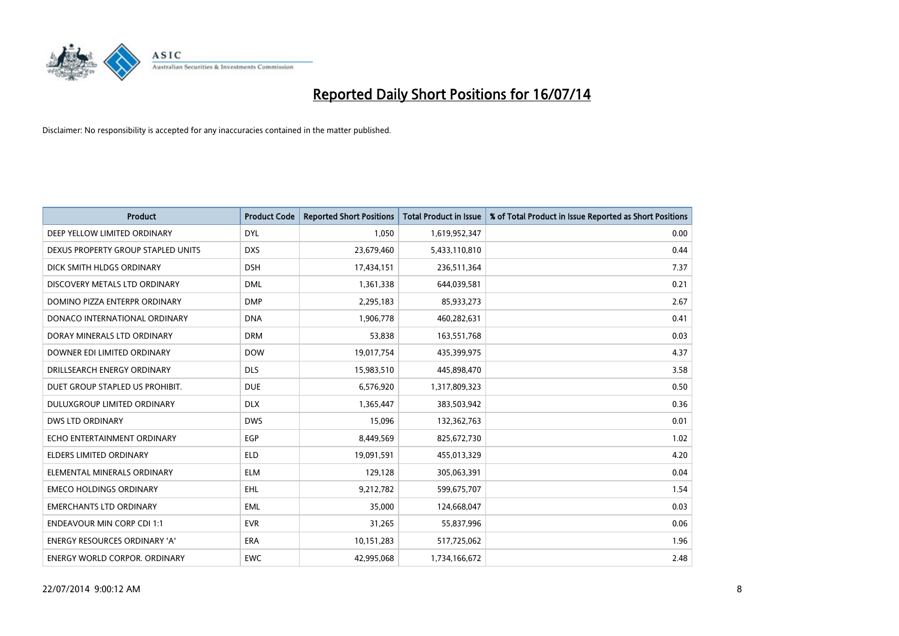# Reported Daily Short Positions for 16/07/14

Disclaimer: No responsibility is accepted for any inaccuracies contained in the matter published.

| Product | Product Code | Reported Short Positions | Total Product in Issue | % of Total Product in Issue Reported as Short Positions |
|---|---|---|---|---|
| DEEP YELLOW LIMITED ORDINARY | DYL | 1,050 | 1,619,952,347 | 0.00 |
| DEXUS PROPERTY GROUP STAPLED UNITS | DXS | 23,679,460 | 5,433,110,810 | 0.44 |
| DICK SMITH HLDGS ORDINARY | DSH | 17,434,151 | 236,511,364 | 7.37 |
| DISCOVERY METALS LTD ORDINARY | DML | 1,361,338 | 644,039,581 | 0.21 |
| DOMINO PIZZA ENTERPR ORDINARY | DMP | 2,295,183 | 85,933,273 | 2.67 |
| DONACO INTERNATIONAL ORDINARY | DNA | 1,906,778 | 460,282,631 | 0.41 |
| DORAY MINERALS LTD ORDINARY | DRM | 53,838 | 163,551,768 | 0.03 |
| DOWNER EDI LIMITED ORDINARY | DOW | 19,017,754 | 435,399,975 | 4.37 |
| DRILLSEARCH ENERGY ORDINARY | DLS | 15,983,510 | 445,898,470 | 3.58 |
| DUET GROUP STAPLED US PROHIBIT. | DUE | 6,576,920 | 1,317,809,323 | 0.50 |
| DULUXGROUP LIMITED ORDINARY | DLX | 1,365,447 | 383,503,942 | 0.36 |
| DWS LTD ORDINARY | DWS | 15,096 | 132,362,763 | 0.01 |
| ECHO ENTERTAINMENT ORDINARY | EGP | 8,449,569 | 825,672,730 | 1.02 |
| ELDERS LIMITED ORDINARY | ELD | 19,091,591 | 455,013,329 | 4.20 |
| ELEMENTAL MINERALS ORDINARY | ELM | 129,128 | 305,063,391 | 0.04 |
| EMECO HOLDINGS ORDINARY | EHL | 9,212,782 | 599,675,707 | 1.54 |
| EMERCHANTS LTD ORDINARY | EML | 35,000 | 124,668,047 | 0.03 |
| ENDEAVOUR MIN CORP CDI 1:1 | EVR | 31,265 | 55,837,996 | 0.06 |
| ENERGY RESOURCES ORDINARY 'A' | ERA | 10,151,283 | 517,725,062 | 1.96 |
| ENERGY WORLD CORPOR. ORDINARY | EWC | 42,995,068 | 1,734,166,672 | 2.48 |

22/07/2014 9:00:12 AM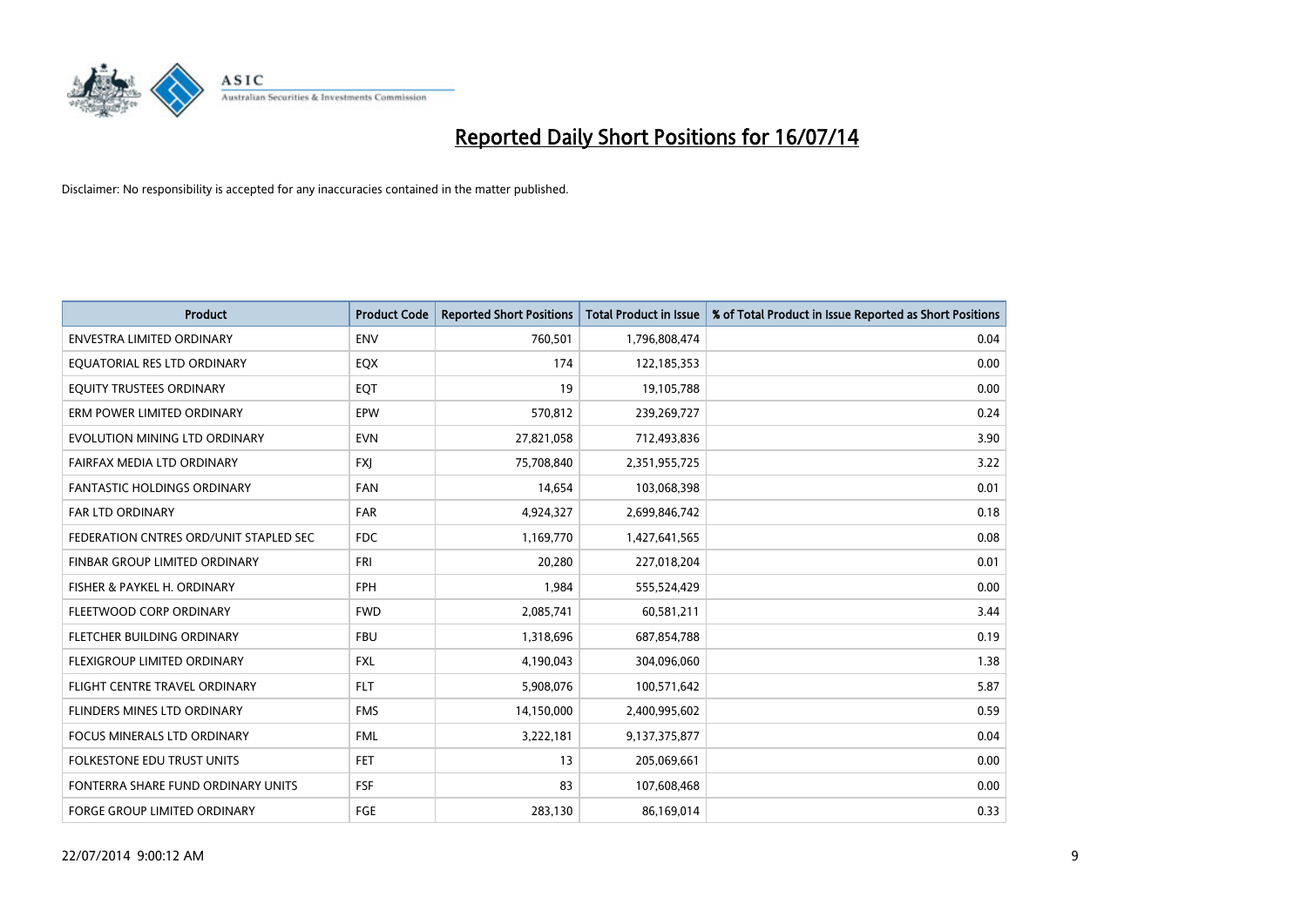# Reported Daily Short Positions for 16/07/14

Disclaimer: No responsibility is accepted for any inaccuracies contained in the matter published.

| Product | Product Code | Reported Short Positions | Total Product in Issue | % of Total Product in Issue Reported as Short Positions |
|---|---|---|---|---|
| ENVESTRA LIMITED ORDINARY | ENV | 760,501 | 1,796,808,474 | 0.04 |
| EQUATORIAL RES LTD ORDINARY | EQX | 174 | 122,185,353 | 0.00 |
| EQUITY TRUSTEES ORDINARY | EQT | 19 | 19,105,788 | 0.00 |
| ERM POWER LIMITED ORDINARY | EPW | 570,812 | 239,269,727 | 0.24 |
| EVOLUTION MINING LTD ORDINARY | EVN | 27,821,058 | 712,493,836 | 3.90 |
| FAIRFAX MEDIA LTD ORDINARY | FXJ | 75,708,840 | 2,351,955,725 | 3.22 |
| FANTASTIC HOLDINGS ORDINARY | FAN | 14,654 | 103,068,398 | 0.01 |
| FAR LTD ORDINARY | FAR | 4,924,327 | 2,699,846,742 | 0.18 |
| FEDERATION CNTRES ORD/UNIT STAPLED SEC | FDC | 1,169,770 | 1,427,641,565 | 0.08 |
| FINBAR GROUP LIMITED ORDINARY | FRI | 20,280 | 227,018,204 | 0.01 |
| FISHER & PAYKEL H. ORDINARY | FPH | 1,984 | 555,524,429 | 0.00 |
| FLEETWOOD CORP ORDINARY | FWD | 2,085,741 | 60,581,211 | 3.44 |
| FLETCHER BUILDING ORDINARY | FBU | 1,318,696 | 687,854,788 | 0.19 |
| FLEXIGROUP LIMITED ORDINARY | FXL | 4,190,043 | 304,096,060 | 1.38 |
| FLIGHT CENTRE TRAVEL ORDINARY | FLT | 5,908,076 | 100,571,642 | 5.87 |
| FLINDERS MINES LTD ORDINARY | FMS | 14,150,000 | 2,400,995,602 | 0.59 |
| FOCUS MINERALS LTD ORDINARY | FML | 3,222,181 | 9,137,375,877 | 0.04 |
| FOLKESTONE EDU TRUST UNITS | FET | 13 | 205,069,661 | 0.00 |
| FONTERRA SHARE FUND ORDINARY UNITS | FSF | 83 | 107,608,468 | 0.00 |
| FORGE GROUP LIMITED ORDINARY | FGE | 283,130 | 86,169,014 | 0.33 |

22/07/2014 9:00:12 AM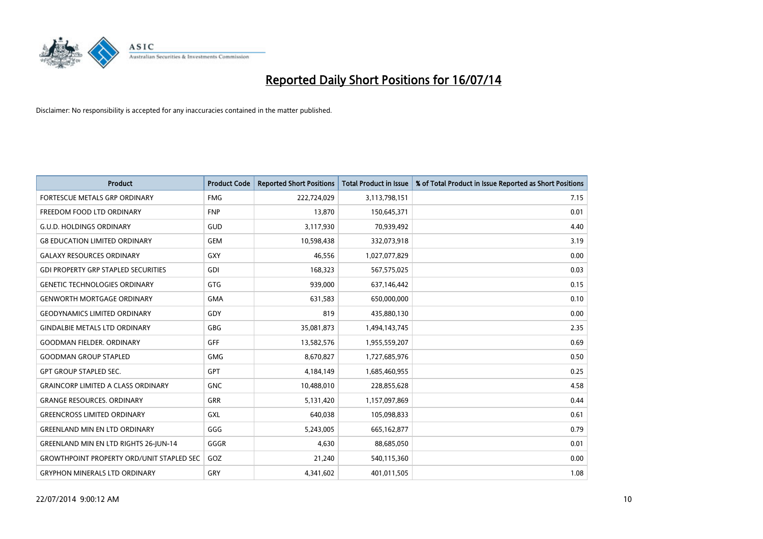# Reported Daily Short Positions for 16/07/14

Disclaimer: No responsibility is accepted for any inaccuracies contained in the matter published.

| Product | Product Code | Reported Short Positions | Total Product in Issue | % of Total Product in Issue Reported as Short Positions |
|---|---|---|---|---|
| FORTESCUE METALS GRP ORDINARY | FMG | 222,724,029 | 3,113,798,151 | 7.15 |
| FREEDOM FOOD LTD ORDINARY | FNP | 13,870 | 150,645,371 | 0.01 |
| G.U.D. HOLDINGS ORDINARY | GUD | 3,117,930 | 70,939,492 | 4.40 |
| G8 EDUCATION LIMITED ORDINARY | GEM | 10,598,438 | 332,073,918 | 3.19 |
| GALAXY RESOURCES ORDINARY | GXY | 46,556 | 1,027,077,829 | 0.00 |
| GDI PROPERTY GRP STAPLED SECURITIES | GDI | 168,323 | 567,575,025 | 0.03 |
| GENETIC TECHNOLOGIES ORDINARY | GTG | 939,000 | 637,146,442 | 0.15 |
| GENWORTH MORTGAGE ORDINARY | GMA | 631,583 | 650,000,000 | 0.10 |
| GEODYNAMICS LIMITED ORDINARY | GDY | 819 | 435,880,130 | 0.00 |
| GINDALBIE METALS LTD ORDINARY | GBG | 35,081,873 | 1,494,143,745 | 2.35 |
| GOODMAN FIELDER. ORDINARY | GFF | 13,582,576 | 1,955,559,207 | 0.69 |
| GOODMAN GROUP STAPLED | GMG | 8,670,827 | 1,727,685,976 | 0.50 |
| GPT GROUP STAPLED SEC. | GPT | 4,184,149 | 1,685,460,955 | 0.25 |
| GRAINCORP LIMITED A CLASS ORDINARY | GNC | 10,488,010 | 228,855,628 | 4.58 |
| GRANGE RESOURCES. ORDINARY | GRR | 5,131,420 | 1,157,097,869 | 0.44 |
| GREENCROSS LIMITED ORDINARY | GXL | 640,038 | 105,098,833 | 0.61 |
| GREENLAND MIN EN LTD ORDINARY | GGG | 5,243,005 | 665,162,877 | 0.79 |
| GREENLAND MIN EN LTD RIGHTS 26-JUN-14 | GGGR | 4,630 | 88,685,050 | 0.01 |
| GROWTHPOINT PROPERTY ORD/UNIT STAPLED SEC | GOZ | 21,240 | 540,115,360 | 0.00 |
| GRYPHON MINERALS LTD ORDINARY | GRY | 4,341,602 | 401,011,505 | 1.08 |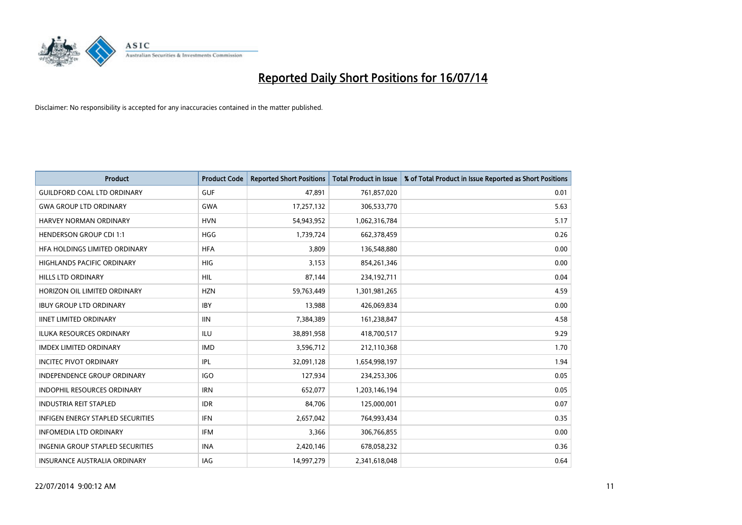# Reported Daily Short Positions for 16/07/14

Disclaimer: No responsibility is accepted for any inaccuracies contained in the matter published.

| Product | Product Code | Reported Short Positions | Total Product in Issue | % of Total Product in Issue Reported as Short Positions |
|---|---|---|---|---|
| GUILDFORD COAL LTD ORDINARY | GUF | 47,891 | 761,857,020 | 0.01 |
| GWA GROUP LTD ORDINARY | GWA | 17,257,132 | 306,533,770 | 5.63 |
| HARVEY NORMAN ORDINARY | HVN | 54,943,952 | 1,062,316,784 | 5.17 |
| HENDERSON GROUP CDI 1:1 | HGG | 1,739,724 | 662,378,459 | 0.26 |
| HFA HOLDINGS LIMITED ORDINARY | HFA | 3,809 | 136,548,880 | 0.00 |
| HIGHLANDS PACIFIC ORDINARY | HIG | 3,153 | 854,261,346 | 0.00 |
| HILLS LTD ORDINARY | HIL | 87,144 | 234,192,711 | 0.04 |
| HORIZON OIL LIMITED ORDINARY | HZN | 59,763,449 | 1,301,981,265 | 4.59 |
| IBUY GROUP LTD ORDINARY | IBY | 13,988 | 426,069,834 | 0.00 |
| IINET LIMITED ORDINARY | IIN | 7,384,389 | 161,238,847 | 4.58 |
| ILUKA RESOURCES ORDINARY | ILU | 38,891,958 | 418,700,517 | 9.29 |
| IMDEX LIMITED ORDINARY | IMD | 3,596,712 | 212,110,368 | 1.70 |
| INCITEC PIVOT ORDINARY | IPL | 32,091,128 | 1,654,998,197 | 1.94 |
| INDEPENDENCE GROUP ORDINARY | IGO | 127,934 | 234,253,306 | 0.05 |
| INDOPHIL RESOURCES ORDINARY | IRN | 652,077 | 1,203,146,194 | 0.05 |
| INDUSTRIA REIT STAPLED | IDR | 84,706 | 125,000,001 | 0.07 |
| INFIGEN ENERGY STAPLED SECURITIES | IFN | 2,657,042 | 764,993,434 | 0.35 |
| INFOMEDIA LTD ORDINARY | IFM | 3,366 | 306,766,855 | 0.00 |
| INGENIA GROUP STAPLED SECURITIES | INA | 2,420,146 | 678,058,232 | 0.36 |
| INSURANCE AUSTRALIA ORDINARY | IAG | 14,997,279 | 2,341,618,048 | 0.64 |

22/07/2014 9:00:12 AM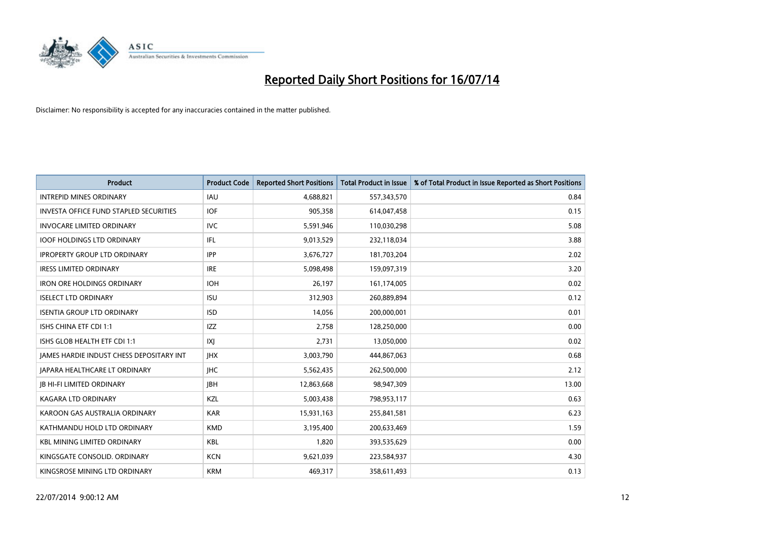# Reported Daily Short Positions for 16/07/14

Disclaimer: No responsibility is accepted for any inaccuracies contained in the matter published.

| Product | Product Code | Reported Short Positions | Total Product in Issue | % of Total Product in Issue Reported as Short Positions |
|---|---|---|---|---|
| INTREPID MINES ORDINARY | IAU | 4,688,821 | 557,343,570 | 0.84 |
| INVESTA OFFICE FUND STAPLED SECURITIES | IOF | 905,358 | 614,047,458 | 0.15 |
| INVOCARE LIMITED ORDINARY | IVC | 5,591,946 | 110,030,298 | 5.08 |
| IOOF HOLDINGS LTD ORDINARY | IFL | 9,013,529 | 232,118,034 | 3.88 |
| IPROPERTY GROUP LTD ORDINARY | IPP | 3,676,727 | 181,703,204 | 2.02 |
| IRESS LIMITED ORDINARY | IRE | 5,098,498 | 159,097,319 | 3.20 |
| IRON ORE HOLDINGS ORDINARY | IOH | 26,197 | 161,174,005 | 0.02 |
| ISELECT LTD ORDINARY | ISU | 312,903 | 260,889,894 | 0.12 |
| ISENTIA GROUP LTD ORDINARY | ISD | 14,056 | 200,000,001 | 0.01 |
| ISHS CHINA ETF CDI 1:1 | IZZ | 2,758 | 128,250,000 | 0.00 |
| ISHS GLOB HEALTH ETF CDI 1:1 | IXJ | 2,731 | 13,050,000 | 0.02 |
| JAMES HARDIE INDUST CHESS DEPOSITARY INT | JHX | 3,003,790 | 444,867,063 | 0.68 |
| JAPARA HEALTHCARE LT ORDINARY | JHC | 5,562,435 | 262,500,000 | 2.12 |
| JB HI-FI LIMITED ORDINARY | JBH | 12,863,668 | 98,947,309 | 13.00 |
| KAGARA LTD ORDINARY | KZL | 5,003,438 | 798,953,117 | 0.63 |
| KAROON GAS AUSTRALIA ORDINARY | KAR | 15,931,163 | 255,841,581 | 6.23 |
| KATHMANDU HOLD LTD ORDINARY | KMD | 3,195,400 | 200,633,469 | 1.59 |
| KBL MINING LIMITED ORDINARY | KBL | 1,820 | 393,535,629 | 0.00 |
| KINGSGATE CONSOLID. ORDINARY | KCN | 9,621,039 | 223,584,937 | 4.30 |
| KINGSROSE MINING LTD ORDINARY | KRM | 469,317 | 358,611,493 | 0.13 |

22/07/2014 9:00:12 AM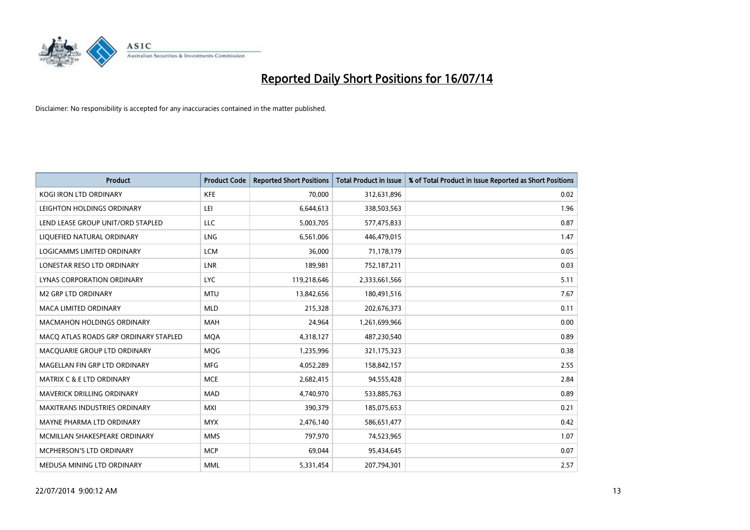# Reported Daily Short Positions for 16/07/14

Disclaimer: No responsibility is accepted for any inaccuracies contained in the matter published.

| Product | Product Code | Reported Short Positions | Total Product in Issue | % of Total Product in Issue Reported as Short Positions |
|---|---|---|---|---|
| KOGI IRON LTD ORDINARY | KFE | 70,000 | 312,631,896 | 0.02 |
| LEIGHTON HOLDINGS ORDINARY | LEI | 6,644,613 | 338,503,563 | 1.96 |
| LEND LEASE GROUP UNIT/ORD STAPLED | LLC | 5,003,705 | 577,475,833 | 0.87 |
| LIQUEFIED NATURAL ORDINARY | LNG | 6,561,006 | 446,479,015 | 1.47 |
| LOGICAMMS LIMITED ORDINARY | LCM | 36,000 | 71,178,179 | 0.05 |
| LONESTAR RESO LTD ORDINARY | LNR | 189,981 | 752,187,211 | 0.03 |
| LYNAS CORPORATION ORDINARY | LYC | 119,218,646 | 2,333,661,566 | 5.11 |
| M2 GRP LTD ORDINARY | MTU | 13,842,656 | 180,491,516 | 7.67 |
| MACA LIMITED ORDINARY | MLD | 215,328 | 202,676,373 | 0.11 |
| MACMAHON HOLDINGS ORDINARY | MAH | 24,964 | 1,261,699,966 | 0.00 |
| MACQ ATLAS ROADS GRP ORDINARY STAPLED | MQA | 4,318,127 | 487,230,540 | 0.89 |
| MACQUARIE GROUP LTD ORDINARY | MQG | 1,235,996 | 321,175,323 | 0.38 |
| MAGELLAN FIN GRP LTD ORDINARY | MFG | 4,052,289 | 158,842,157 | 2.55 |
| MATRIX C & E LTD ORDINARY | MCE | 2,682,415 | 94,555,428 | 2.84 |
| MAVERICK DRILLING ORDINARY | MAD | 4,740,970 | 533,885,763 | 0.89 |
| MAXITRANS INDUSTRIES ORDINARY | MXI | 390,379 | 185,075,653 | 0.21 |
| MAYNE PHARMA LTD ORDINARY | MYX | 2,476,140 | 586,651,477 | 0.42 |
| MCMILLAN SHAKESPEARE ORDINARY | MMS | 797,970 | 74,523,965 | 1.07 |
| MCPHERSON'S LTD ORDINARY | MCP | 69,044 | 95,434,645 | 0.07 |
| MEDUSA MINING LTD ORDINARY | MML | 5,331,454 | 207,794,301 | 2.57 |

22/07/2014 9:00:12 AM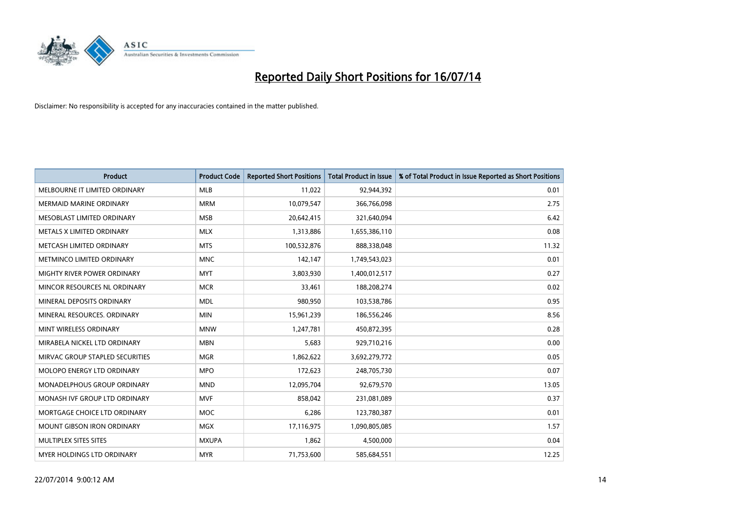# Reported Daily Short Positions for 16/07/14

Disclaimer: No responsibility is accepted for any inaccuracies contained in the matter published.

| Product | Product Code | Reported Short Positions | Total Product in Issue | % of Total Product in Issue Reported as Short Positions |
| --- | --- | --- | --- | --- |
| MELBOURNE IT LIMITED ORDINARY | MLB | 11,022 | 92,944,392 | 0.01 |
| MERMAID MARINE ORDINARY | MRM | 10,079,547 | 366,766,098 | 2.75 |
| MESOBLAST LIMITED ORDINARY | MSB | 20,642,415 | 321,640,094 | 6.42 |
| METALS X LIMITED ORDINARY | MLX | 1,313,886 | 1,655,386,110 | 0.08 |
| METCASH LIMITED ORDINARY | MTS | 100,532,876 | 888,338,048 | 11.32 |
| METMINCO LIMITED ORDINARY | MNC | 142,147 | 1,749,543,023 | 0.01 |
| MIGHTY RIVER POWER ORDINARY | MYT | 3,803,930 | 1,400,012,517 | 0.27 |
| MINCOR RESOURCES NL ORDINARY | MCR | 33,461 | 188,208,274 | 0.02 |
| MINERAL DEPOSITS ORDINARY | MDL | 980,950 | 103,538,786 | 0.95 |
| MINERAL RESOURCES. ORDINARY | MIN | 15,961,239 | 186,556,246 | 8.56 |
| MINT WIRELESS ORDINARY | MNW | 1,247,781 | 450,872,395 | 0.28 |
| MIRABELA NICKEL LTD ORDINARY | MBN | 5,683 | 929,710,216 | 0.00 |
| MIRVAC GROUP STAPLED SECURITIES | MGR | 1,862,622 | 3,692,279,772 | 0.05 |
| MOLOPO ENERGY LTD ORDINARY | MPO | 172,623 | 248,705,730 | 0.07 |
| MONADELPHOUS GROUP ORDINARY | MND | 12,095,704 | 92,679,570 | 13.05 |
| MONASH IVF GROUP LTD ORDINARY | MVF | 858,042 | 231,081,089 | 0.37 |
| MORTGAGE CHOICE LTD ORDINARY | MOC | 6,286 | 123,780,387 | 0.01 |
| MOUNT GIBSON IRON ORDINARY | MGX | 17,116,975 | 1,090,805,085 | 1.57 |
| MULTIPLEX SITES SITES | MXUPA | 1,862 | 4,500,000 | 0.04 |
| MYER HOLDINGS LTD ORDINARY | MYR | 71,753,600 | 585,684,551 | 12.25 |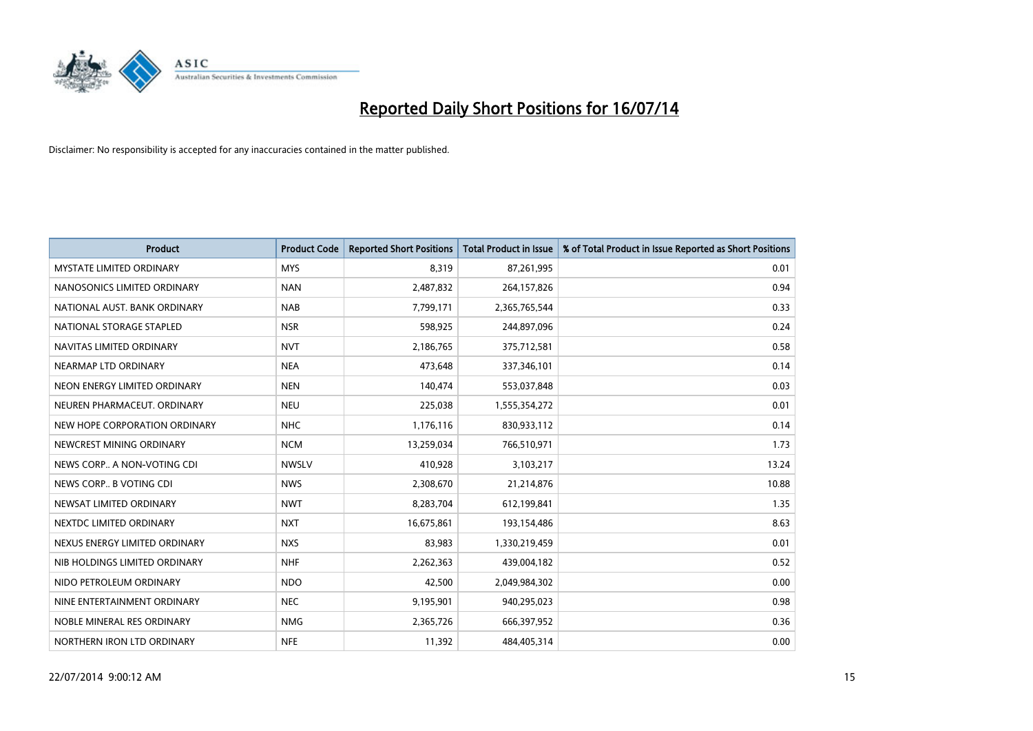# Reported Daily Short Positions for 16/07/14

Disclaimer: No responsibility is accepted for any inaccuracies contained in the matter published.

| Product | Product Code | Reported Short Positions | Total Product in Issue | % of Total Product in Issue Reported as Short Positions |
|---|---|---|---|---|
| MYSTATE LIMITED ORDINARY | MYS | 8,319 | 87,261,995 | 0.01 |
| NANOSONICS LIMITED ORDINARY | NAN | 2,487,832 | 264,157,826 | 0.94 |
| NATIONAL AUST. BANK ORDINARY | NAB | 7,799,171 | 2,365,765,544 | 0.33 |
| NATIONAL STORAGE STAPLED | NSR | 598,925 | 244,897,096 | 0.24 |
| NAVITAS LIMITED ORDINARY | NVT | 2,186,765 | 375,712,581 | 0.58 |
| NEARMAP LTD ORDINARY | NEA | 473,648 | 337,346,101 | 0.14 |
| NEON ENERGY LIMITED ORDINARY | NEN | 140,474 | 553,037,848 | 0.03 |
| NEUREN PHARMACEUT. ORDINARY | NEU | 225,038 | 1,555,354,272 | 0.01 |
| NEW HOPE CORPORATION ORDINARY | NHC | 1,176,116 | 830,933,112 | 0.14 |
| NEWCREST MINING ORDINARY | NCM | 13,259,034 | 766,510,971 | 1.73 |
| NEWS CORP.. A NON-VOTING CDI | NWSLV | 410,928 | 3,103,217 | 13.24 |
| NEWS CORP.. B VOTING CDI | NWS | 2,308,670 | 21,214,876 | 10.88 |
| NEWSAT LIMITED ORDINARY | NWT | 8,283,704 | 612,199,841 | 1.35 |
| NEXTDC LIMITED ORDINARY | NXT | 16,675,861 | 193,154,486 | 8.63 |
| NEXUS ENERGY LIMITED ORDINARY | NXS | 83,983 | 1,330,219,459 | 0.01 |
| NIB HOLDINGS LIMITED ORDINARY | NHF | 2,262,363 | 439,004,182 | 0.52 |
| NIDO PETROLEUM ORDINARY | NDO | 42,500 | 2,049,984,302 | 0.00 |
| NINE ENTERTAINMENT ORDINARY | NEC | 9,195,901 | 940,295,023 | 0.98 |
| NOBLE MINERAL RES ORDINARY | NMG | 2,365,726 | 666,397,952 | 0.36 |
| NORTHERN IRON LTD ORDINARY | NFE | 11,392 | 484,405,314 | 0.00 |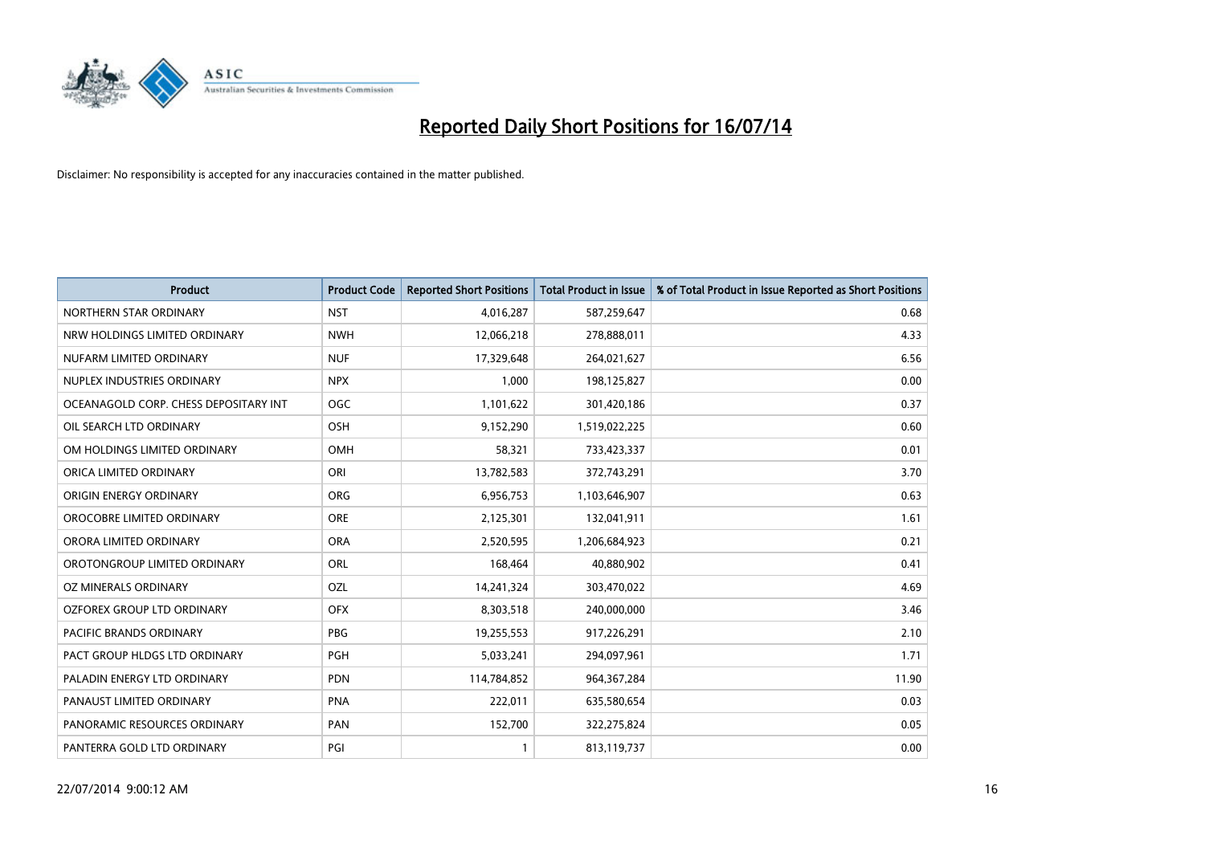# Reported Daily Short Positions for 16/07/14

Disclaimer: No responsibility is accepted for any inaccuracies contained in the matter published.

| Product | Product Code | Reported Short Positions | Total Product in Issue | % of Total Product in Issue Reported as Short Positions |
|---|---|---|---|---|
| NORTHERN STAR ORDINARY | NST | 4,016,287 | 587,259,647 | 0.68 |
| NRW HOLDINGS LIMITED ORDINARY | NWH | 12,066,218 | 278,888,011 | 4.33 |
| NUFARM LIMITED ORDINARY | NUF | 17,329,648 | 264,021,627 | 6.56 |
| NUPLEX INDUSTRIES ORDINARY | NPX | 1,000 | 198,125,827 | 0.00 |
| OCEANAGOLD CORP. CHESS DEPOSITARY INT | OGC | 1,101,622 | 301,420,186 | 0.37 |
| OIL SEARCH LTD ORDINARY | OSH | 9,152,290 | 1,519,022,225 | 0.60 |
| OM HOLDINGS LIMITED ORDINARY | OMH | 58,321 | 733,423,337 | 0.01 |
| ORICA LIMITED ORDINARY | ORI | 13,782,583 | 372,743,291 | 3.70 |
| ORIGIN ENERGY ORDINARY | ORG | 6,956,753 | 1,103,646,907 | 0.63 |
| OROCOBRE LIMITED ORDINARY | ORE | 2,125,301 | 132,041,911 | 1.61 |
| ORORA LIMITED ORDINARY | ORA | 2,520,595 | 1,206,684,923 | 0.21 |
| OROTONGROUP LIMITED ORDINARY | ORL | 168,464 | 40,880,902 | 0.41 |
| OZ MINERALS ORDINARY | OZL | 14,241,324 | 303,470,022 | 4.69 |
| OZFOREX GROUP LTD ORDINARY | OFX | 8,303,518 | 240,000,000 | 3.46 |
| PACIFIC BRANDS ORDINARY | PBG | 19,255,553 | 917,226,291 | 2.10 |
| PACT GROUP HLDGS LTD ORDINARY | PGH | 5,033,241 | 294,097,961 | 1.71 |
| PALADIN ENERGY LTD ORDINARY | PDN | 114,784,852 | 964,367,284 | 11.90 |
| PANAUST LIMITED ORDINARY | PNA | 222,011 | 635,580,654 | 0.03 |
| PANORAMIC RESOURCES ORDINARY | PAN | 152,700 | 322,275,824 | 0.05 |
| PANTERRA GOLD LTD ORDINARY | PGI | 1 | 813,119,737 | 0.00 |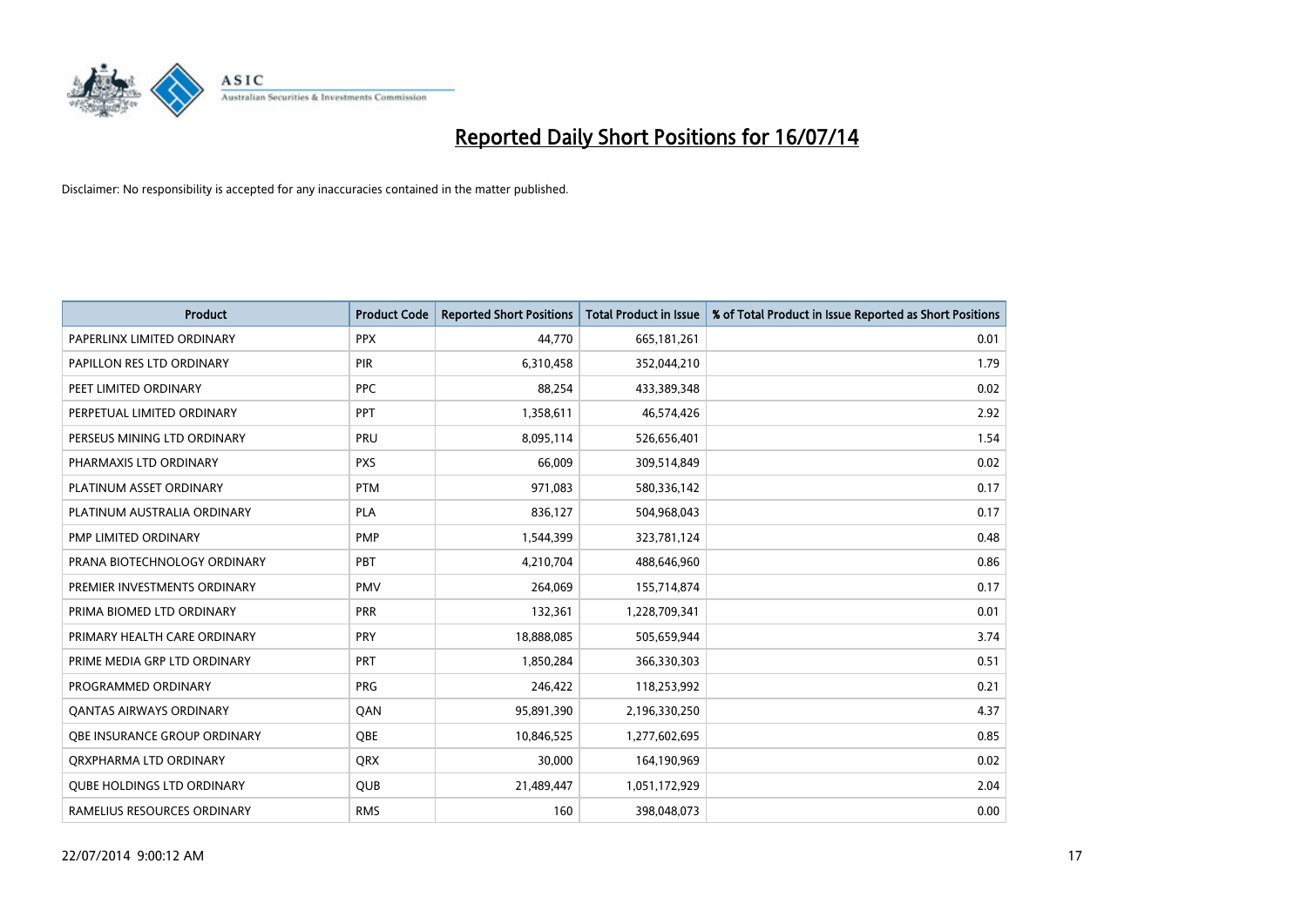# Reported Daily Short Positions for 16/07/14

Disclaimer: No responsibility is accepted for any inaccuracies contained in the matter published.

| Product | Product Code | Reported Short Positions | Total Product in Issue | % of Total Product in Issue Reported as Short Positions |
|---|---|---|---|---|
| PAPERLINX LIMITED ORDINARY | PPX | 44,770 | 665,181,261 | 0.01 |
| PAPILLON RES LTD ORDINARY | PIR | 6,310,458 | 352,044,210 | 1.79 |
| PEET LIMITED ORDINARY | PPC | 88,254 | 433,389,348 | 0.02 |
| PERPETUAL LIMITED ORDINARY | PPT | 1,358,611 | 46,574,426 | 2.92 |
| PERSEUS MINING LTD ORDINARY | PRU | 8,095,114 | 526,656,401 | 1.54 |
| PHARMAXIS LTD ORDINARY | PXS | 66,009 | 309,514,849 | 0.02 |
| PLATINUM ASSET ORDINARY | PTM | 971,083 | 580,336,142 | 0.17 |
| PLATINUM AUSTRALIA ORDINARY | PLA | 836,127 | 504,968,043 | 0.17 |
| PMP LIMITED ORDINARY | PMP | 1,544,399 | 323,781,124 | 0.48 |
| PRANA BIOTECHNOLOGY ORDINARY | PBT | 4,210,704 | 488,646,960 | 0.86 |
| PREMIER INVESTMENTS ORDINARY | PMV | 264,069 | 155,714,874 | 0.17 |
| PRIMA BIOMED LTD ORDINARY | PRR | 132,361 | 1,228,709,341 | 0.01 |
| PRIMARY HEALTH CARE ORDINARY | PRY | 18,888,085 | 505,659,944 | 3.74 |
| PRIME MEDIA GRP LTD ORDINARY | PRT | 1,850,284 | 366,330,303 | 0.51 |
| PROGRAMMED ORDINARY | PRG | 246,422 | 118,253,992 | 0.21 |
| QANTAS AIRWAYS ORDINARY | QAN | 95,891,390 | 2,196,330,250 | 4.37 |
| QBE INSURANCE GROUP ORDINARY | QBE | 10,846,525 | 1,277,602,695 | 0.85 |
| QRXPHARMA LTD ORDINARY | QRX | 30,000 | 164,190,969 | 0.02 |
| QUBE HOLDINGS LTD ORDINARY | QUB | 21,489,447 | 1,051,172,929 | 2.04 |
| RAMELIUS RESOURCES ORDINARY | RMS | 160 | 398,048,073 | 0.00 |

22/07/2014 9:00:12 AM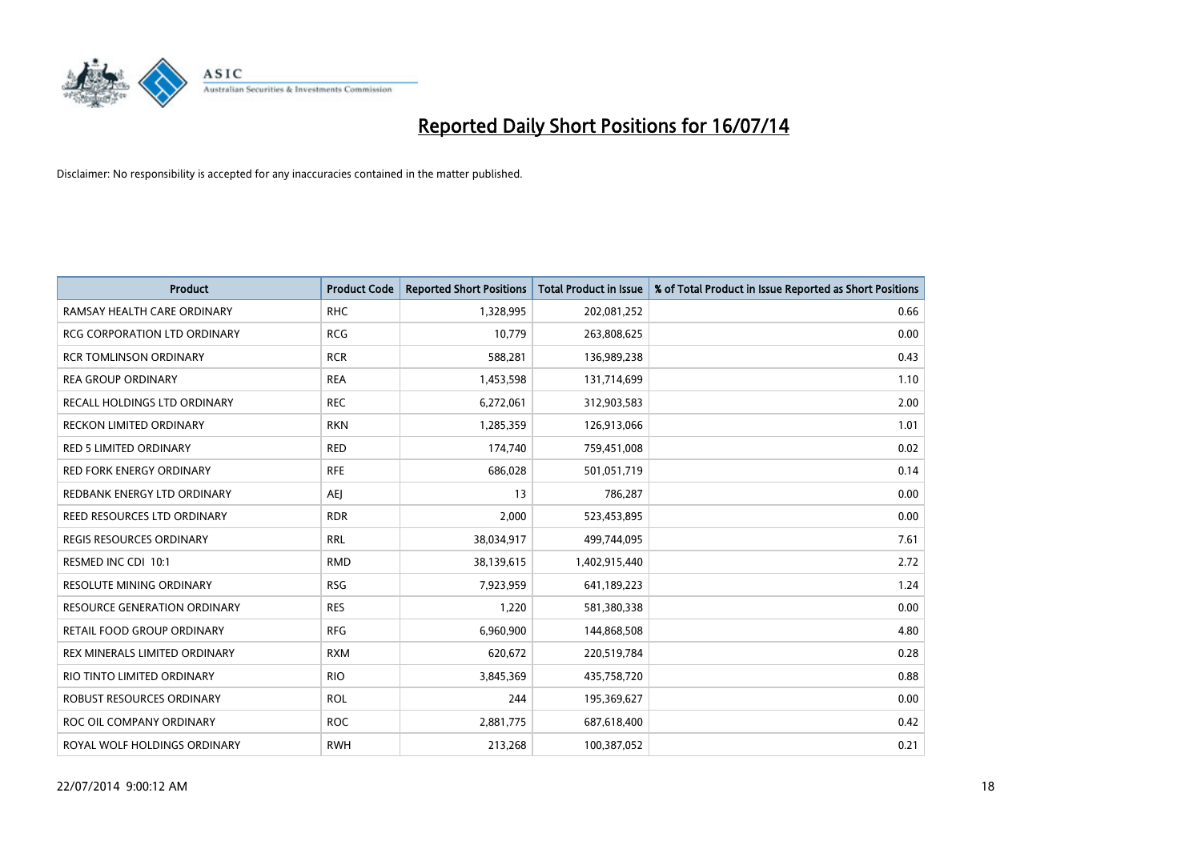# Reported Daily Short Positions for 16/07/14

Disclaimer: No responsibility is accepted for any inaccuracies contained in the matter published.

| Product | Product Code | Reported Short Positions | Total Product in Issue | % of Total Product in Issue Reported as Short Positions |
|---|---|---|---|---|
| RAMSAY HEALTH CARE ORDINARY | RHC | 1,328,995 | 202,081,252 | 0.66 |
| RCG CORPORATION LTD ORDINARY | RCG | 10,779 | 263,808,625 | 0.00 |
| RCR TOMLINSON ORDINARY | RCR | 588,281 | 136,989,238 | 0.43 |
| REA GROUP ORDINARY | REA | 1,453,598 | 131,714,699 | 1.10 |
| RECALL HOLDINGS LTD ORDINARY | REC | 6,272,061 | 312,903,583 | 2.00 |
| RECKON LIMITED ORDINARY | RKN | 1,285,359 | 126,913,066 | 1.01 |
| RED 5 LIMITED ORDINARY | RED | 174,740 | 759,451,008 | 0.02 |
| RED FORK ENERGY ORDINARY | RFE | 686,028 | 501,051,719 | 0.14 |
| REDBANK ENERGY LTD ORDINARY | AEJ | 13 | 786,287 | 0.00 |
| REED RESOURCES LTD ORDINARY | RDR | 2,000 | 523,453,895 | 0.00 |
| REGIS RESOURCES ORDINARY | RRL | 38,034,917 | 499,744,095 | 7.61 |
| RESMED INC CDI 10:1 | RMD | 38,139,615 | 1,402,915,440 | 2.72 |
| RESOLUTE MINING ORDINARY | RSG | 7,923,959 | 641,189,223 | 1.24 |
| RESOURCE GENERATION ORDINARY | RES | 1,220 | 581,380,338 | 0.00 |
| RETAIL FOOD GROUP ORDINARY | RFG | 6,960,900 | 144,868,508 | 4.80 |
| REX MINERALS LIMITED ORDINARY | RXM | 620,672 | 220,519,784 | 0.28 |
| RIO TINTO LIMITED ORDINARY | RIO | 3,845,369 | 435,758,720 | 0.88 |
| ROBUST RESOURCES ORDINARY | ROL | 244 | 195,369,627 | 0.00 |
| ROC OIL COMPANY ORDINARY | ROC | 2,881,775 | 687,618,400 | 0.42 |
| ROYAL WOLF HOLDINGS ORDINARY | RWH | 213,268 | 100,387,052 | 0.21 |

22/07/2014 9:00:12 AM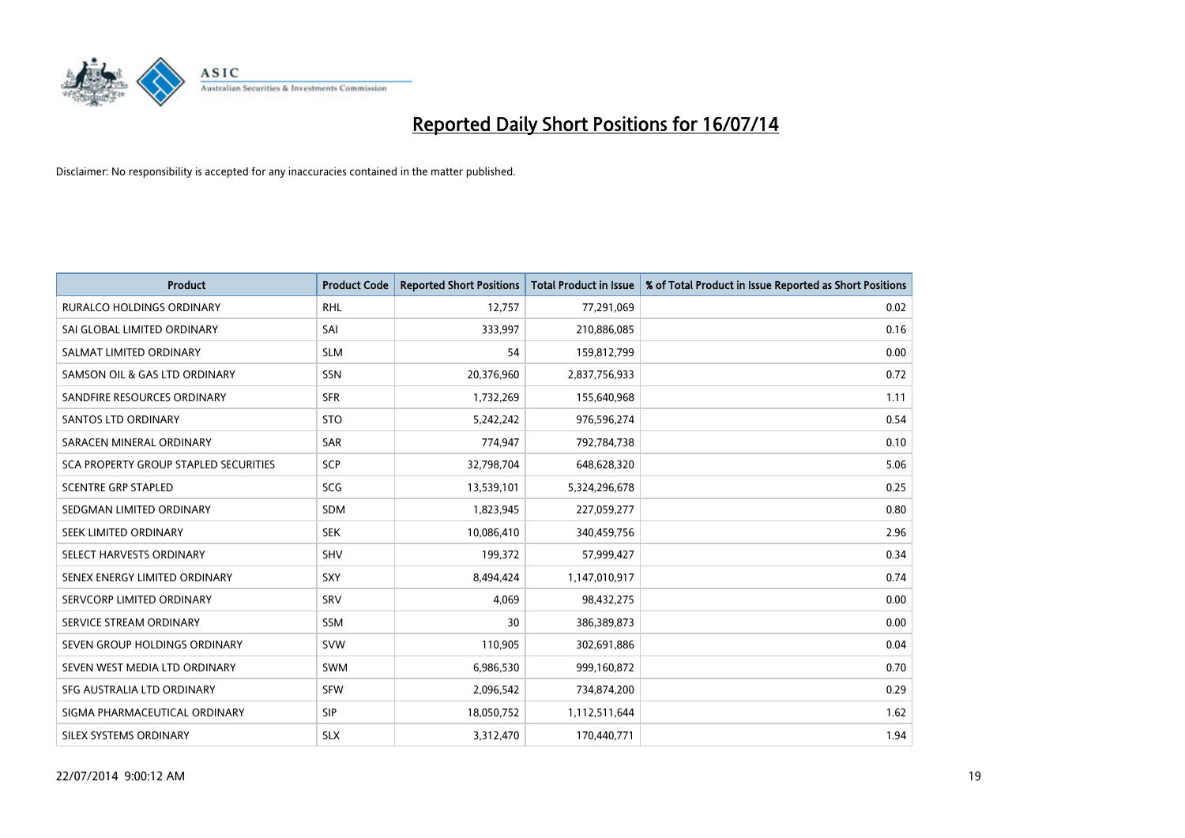# Reported Daily Short Positions for 16/07/14

Disclaimer: No responsibility is accepted for any inaccuracies contained in the matter published.

| Product | Product Code | Reported Short Positions | Total Product in Issue | % of Total Product in Issue Reported as Short Positions |
| --- | --- | --- | --- | --- |
| RURALCO HOLDINGS ORDINARY | RHL | 12,757 | 77,291,069 | 0.02 |
| SAI GLOBAL LIMITED ORDINARY | SAI | 333,997 | 210,886,085 | 0.16 |
| SALMAT LIMITED ORDINARY | SLM | 54 | 159,812,799 | 0.00 |
| SAMSON OIL & GAS LTD ORDINARY | SSN | 20,376,960 | 2,837,756,933 | 0.72 |
| SANDFIRE RESOURCES ORDINARY | SFR | 1,732,269 | 155,640,968 | 1.11 |
| SANTOS LTD ORDINARY | STO | 5,242,242 | 976,596,274 | 0.54 |
| SARACEN MINERAL ORDINARY | SAR | 774,947 | 792,784,738 | 0.10 |
| SCA PROPERTY GROUP STAPLED SECURITIES | SCP | 32,798,704 | 648,628,320 | 5.06 |
| SCENTRE GRP STAPLED | SCG | 13,539,101 | 5,324,296,678 | 0.25 |
| SEDGMAN LIMITED ORDINARY | SDM | 1,823,945 | 227,059,277 | 0.80 |
| SEEK LIMITED ORDINARY | SEK | 10,086,410 | 340,459,756 | 2.96 |
| SELECT HARVESTS ORDINARY | SHV | 199,372 | 57,999,427 | 0.34 |
| SENEX ENERGY LIMITED ORDINARY | SXY | 8,494,424 | 1,147,010,917 | 0.74 |
| SERVCORP LIMITED ORDINARY | SRV | 4,069 | 98,432,275 | 0.00 |
| SERVICE STREAM ORDINARY | SSM | 30 | 386,389,873 | 0.00 |
| SEVEN GROUP HOLDINGS ORDINARY | SVW | 110,905 | 302,691,886 | 0.04 |
| SEVEN WEST MEDIA LTD ORDINARY | SWM | 6,986,530 | 999,160,872 | 0.70 |
| SFG AUSTRALIA LTD ORDINARY | SFW | 2,096,542 | 734,874,200 | 0.29 |
| SIGMA PHARMACEUTICAL ORDINARY | SIP | 18,050,752 | 1,112,511,644 | 1.62 |
| SILEX SYSTEMS ORDINARY | SLX | 3,312,470 | 170,440,771 | 1.94 |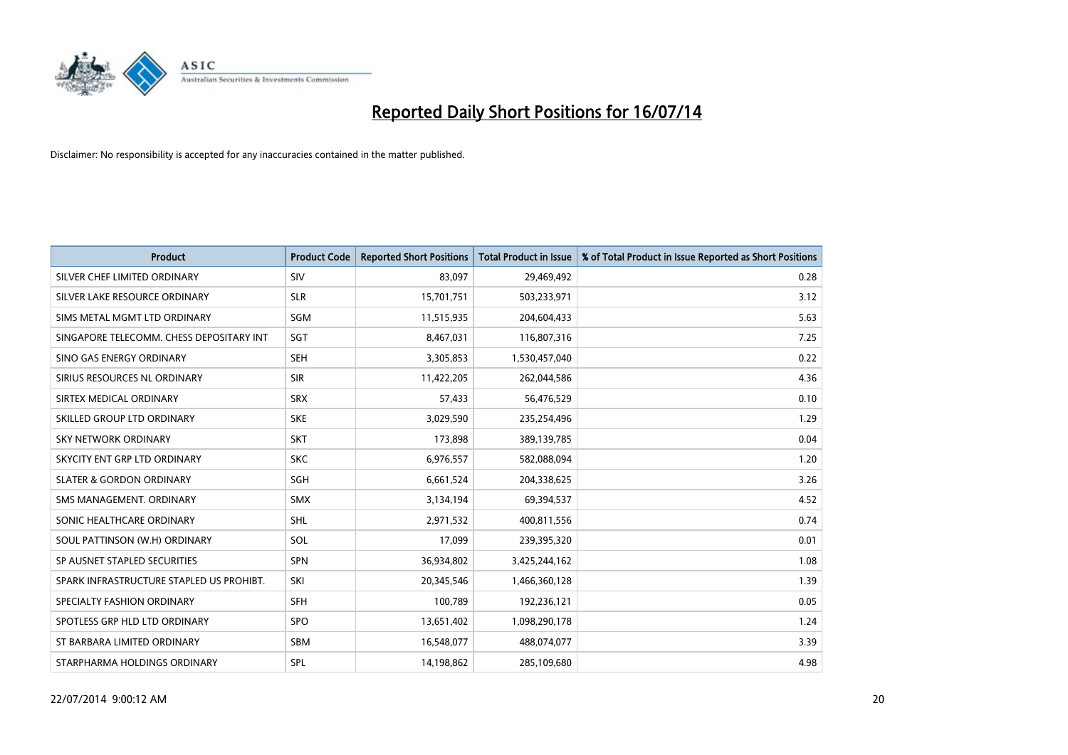# Reported Daily Short Positions for 16/07/14

Disclaimer: No responsibility is accepted for any inaccuracies contained in the matter published.

| Product | Product Code | Reported Short Positions | Total Product in Issue | % of Total Product in Issue Reported as Short Positions |
|---|---|---|---|---|
| SILVER CHEF LIMITED ORDINARY | SIV | 83,097 | 29,469,492 | 0.28 |
| SILVER LAKE RESOURCE ORDINARY | SLR | 15,701,751 | 503,233,971 | 3.12 |
| SIMS METAL MGMT LTD ORDINARY | SGM | 11,515,935 | 204,604,433 | 5.63 |
| SINGAPORE TELECOMM. CHESS DEPOSITARY INT | SGT | 8,467,031 | 116,807,316 | 7.25 |
| SINO GAS ENERGY ORDINARY | SEH | 3,305,853 | 1,530,457,040 | 0.22 |
| SIRIUS RESOURCES NL ORDINARY | SIR | 11,422,205 | 262,044,586 | 4.36 |
| SIRTEX MEDICAL ORDINARY | SRX | 57,433 | 56,476,529 | 0.10 |
| SKILLED GROUP LTD ORDINARY | SKE | 3,029,590 | 235,254,496 | 1.29 |
| SKY NETWORK ORDINARY | SKT | 173,898 | 389,139,785 | 0.04 |
| SKYCITY ENT GRP LTD ORDINARY | SKC | 6,976,557 | 582,088,094 | 1.20 |
| SLATER & GORDON ORDINARY | SGH | 6,661,524 | 204,338,625 | 3.26 |
| SMS MANAGEMENT. ORDINARY | SMX | 3,134,194 | 69,394,537 | 4.52 |
| SONIC HEALTHCARE ORDINARY | SHL | 2,971,532 | 400,811,556 | 0.74 |
| SOUL PATTINSON (W.H) ORDINARY | SOL | 17,099 | 239,395,320 | 0.01 |
| SP AUSNET STAPLED SECURITIES | SPN | 36,934,802 | 3,425,244,162 | 1.08 |
| SPARK INFRASTRUCTURE STAPLED US PROHIBT. | SKI | 20,345,546 | 1,466,360,128 | 1.39 |
| SPECIALTY FASHION ORDINARY | SFH | 100,789 | 192,236,121 | 0.05 |
| SPOTLESS GRP HLD LTD ORDINARY | SPO | 13,651,402 | 1,098,290,178 | 1.24 |
| ST BARBARA LIMITED ORDINARY | SBM | 16,548,077 | 488,074,077 | 3.39 |
| STARPHARMA HOLDINGS ORDINARY | SPL | 14,198,862 | 285,109,680 | 4.98 |

22/07/2014 9:00:12 AM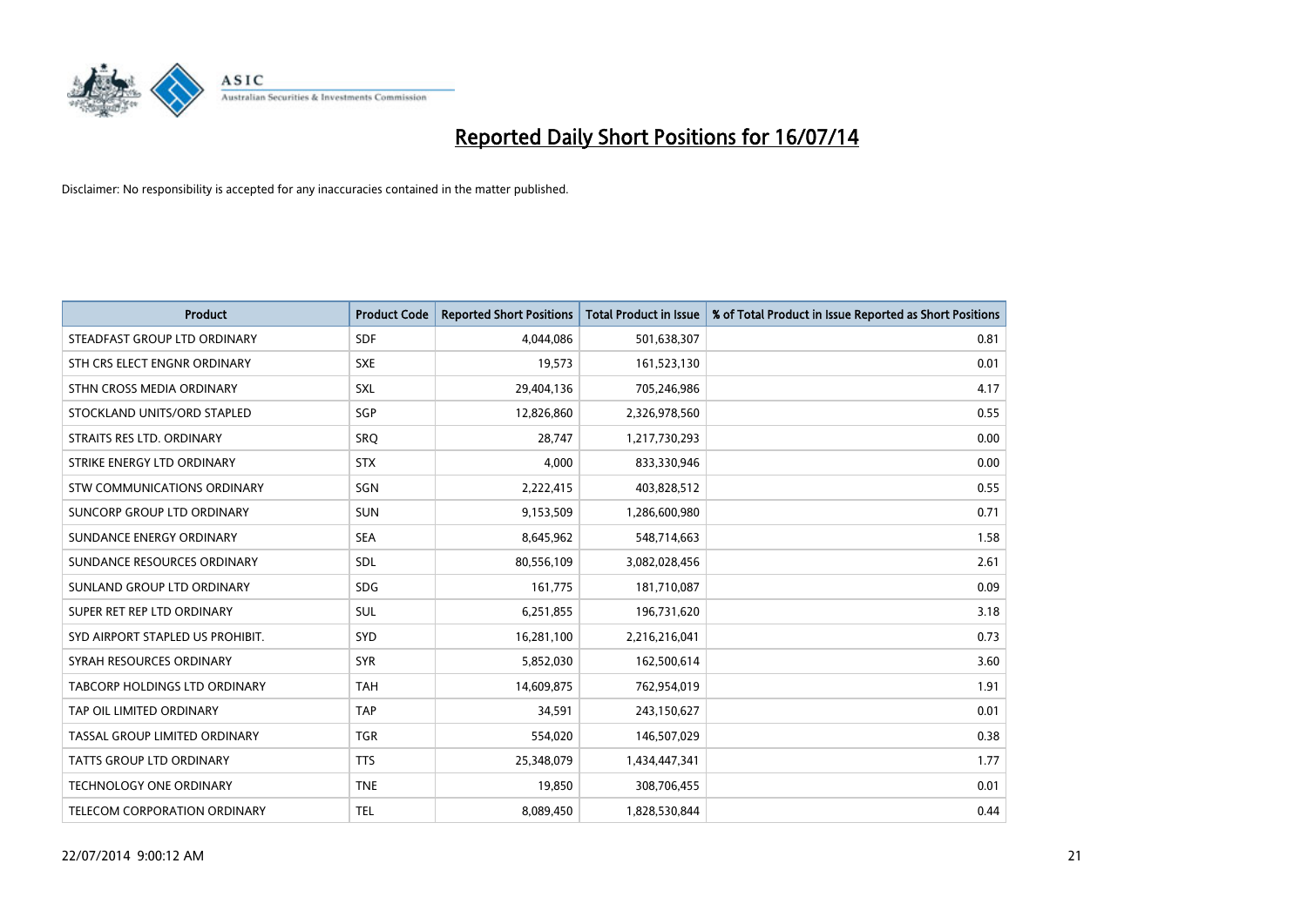# Reported Daily Short Positions for 16/07/14

Disclaimer: No responsibility is accepted for any inaccuracies contained in the matter published.

| Product | Product Code | Reported Short Positions | Total Product in Issue | % of Total Product in Issue Reported as Short Positions |
|---|---|---|---|---|
| STEADFAST GROUP LTD ORDINARY | SDF | 4,044,086 | 501,638,307 | 0.81 |
| STH CRS ELECT ENGNR ORDINARY | SXE | 19,573 | 161,523,130 | 0.01 |
| STHN CROSS MEDIA ORDINARY | SXL | 29,404,136 | 705,246,986 | 4.17 |
| STOCKLAND UNITS/ORD STAPLED | SGP | 12,826,860 | 2,326,978,560 | 0.55 |
| STRAITS RES LTD. ORDINARY | SRQ | 28,747 | 1,217,730,293 | 0.00 |
| STRIKE ENERGY LTD ORDINARY | STX | 4,000 | 833,330,946 | 0.00 |
| STW COMMUNICATIONS ORDINARY | SGN | 2,222,415 | 403,828,512 | 0.55 |
| SUNCORP GROUP LTD ORDINARY | SUN | 9,153,509 | 1,286,600,980 | 0.71 |
| SUNDANCE ENERGY ORDINARY | SEA | 8,645,962 | 548,714,663 | 1.58 |
| SUNDANCE RESOURCES ORDINARY | SDL | 80,556,109 | 3,082,028,456 | 2.61 |
| SUNLAND GROUP LTD ORDINARY | SDG | 161,775 | 181,710,087 | 0.09 |
| SUPER RET REP LTD ORDINARY | SUL | 6,251,855 | 196,731,620 | 3.18 |
| SYD AIRPORT STAPLED US PROHIBIT. | SYD | 16,281,100 | 2,216,216,041 | 0.73 |
| SYRAH RESOURCES ORDINARY | SYR | 5,852,030 | 162,500,614 | 3.60 |
| TABCORP HOLDINGS LTD ORDINARY | TAH | 14,609,875 | 762,954,019 | 1.91 |
| TAP OIL LIMITED ORDINARY | TAP | 34,591 | 243,150,627 | 0.01 |
| TASSAL GROUP LIMITED ORDINARY | TGR | 554,020 | 146,507,029 | 0.38 |
| TATTS GROUP LTD ORDINARY | TTS | 25,348,079 | 1,434,447,341 | 1.77 |
| TECHNOLOGY ONE ORDINARY | TNE | 19,850 | 308,706,455 | 0.01 |
| TELECOM CORPORATION ORDINARY | TEL | 8,089,450 | 1,828,530,844 | 0.44 |

22/07/2014 9:00:12 AM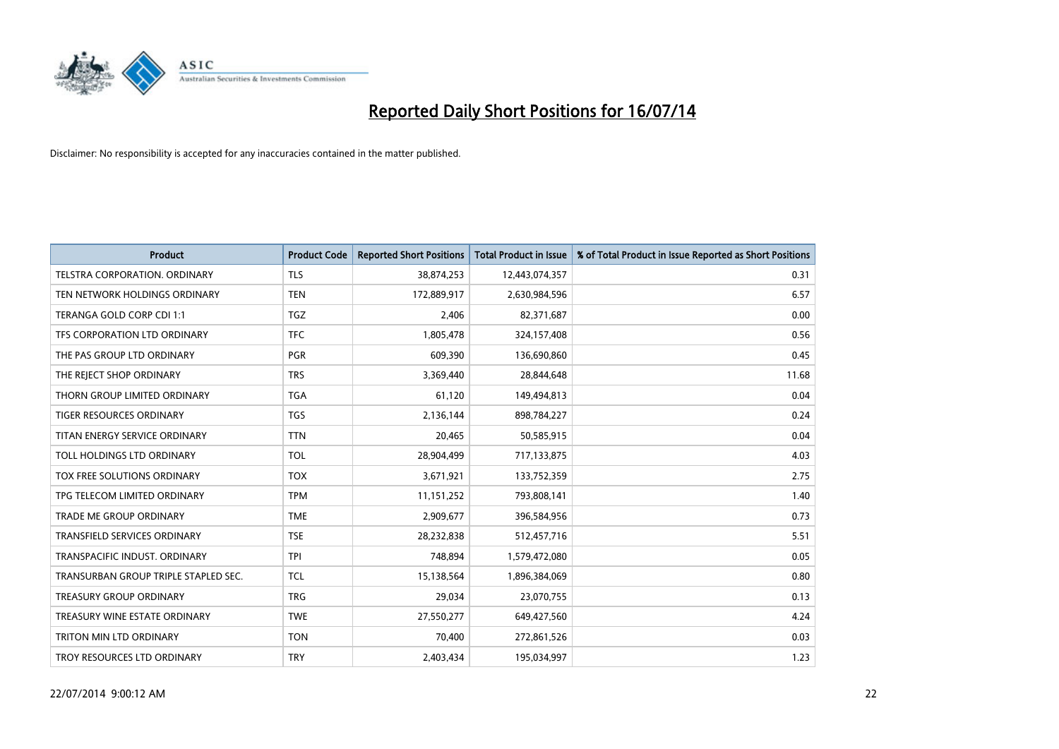# Reported Daily Short Positions for 16/07/14

Disclaimer: No responsibility is accepted for any inaccuracies contained in the matter published.

| Product | Product Code | Reported Short Positions | Total Product in Issue | % of Total Product in Issue Reported as Short Positions |
| --- | --- | --- | --- | --- |
| TELSTRA CORPORATION. ORDINARY | TLS | 38,874,253 | 12,443,074,357 | 0.31 |
| TEN NETWORK HOLDINGS ORDINARY | TEN | 172,889,917 | 2,630,984,596 | 6.57 |
| TERANGA GOLD CORP CDI 1:1 | TGZ | 2,406 | 82,371,687 | 0.00 |
| TFS CORPORATION LTD ORDINARY | TFC | 1,805,478 | 324,157,408 | 0.56 |
| THE PAS GROUP LTD ORDINARY | PGR | 609,390 | 136,690,860 | 0.45 |
| THE REJECT SHOP ORDINARY | TRS | 3,369,440 | 28,844,648 | 11.68 |
| THORN GROUP LIMITED ORDINARY | TGA | 61,120 | 149,494,813 | 0.04 |
| TIGER RESOURCES ORDINARY | TGS | 2,136,144 | 898,784,227 | 0.24 |
| TITAN ENERGY SERVICE ORDINARY | TTN | 20,465 | 50,585,915 | 0.04 |
| TOLL HOLDINGS LTD ORDINARY | TOL | 28,904,499 | 717,133,875 | 4.03 |
| TOX FREE SOLUTIONS ORDINARY | TOX | 3,671,921 | 133,752,359 | 2.75 |
| TPG TELECOM LIMITED ORDINARY | TPM | 11,151,252 | 793,808,141 | 1.40 |
| TRADE ME GROUP ORDINARY | TME | 2,909,677 | 396,584,956 | 0.73 |
| TRANSFIELD SERVICES ORDINARY | TSE | 28,232,838 | 512,457,716 | 5.51 |
| TRANSPACIFIC INDUST. ORDINARY | TPI | 748,894 | 1,579,472,080 | 0.05 |
| TRANSURBAN GROUP TRIPLE STAPLED SEC. | TCL | 15,138,564 | 1,896,384,069 | 0.80 |
| TREASURY GROUP ORDINARY | TRG | 29,034 | 23,070,755 | 0.13 |
| TREASURY WINE ESTATE ORDINARY | TWE | 27,550,277 | 649,427,560 | 4.24 |
| TRITON MIN LTD ORDINARY | TON | 70,400 | 272,861,526 | 0.03 |
| TROY RESOURCES LTD ORDINARY | TRY | 2,403,434 | 195,034,997 | 1.23 |

22/07/2014 9:00:12 AM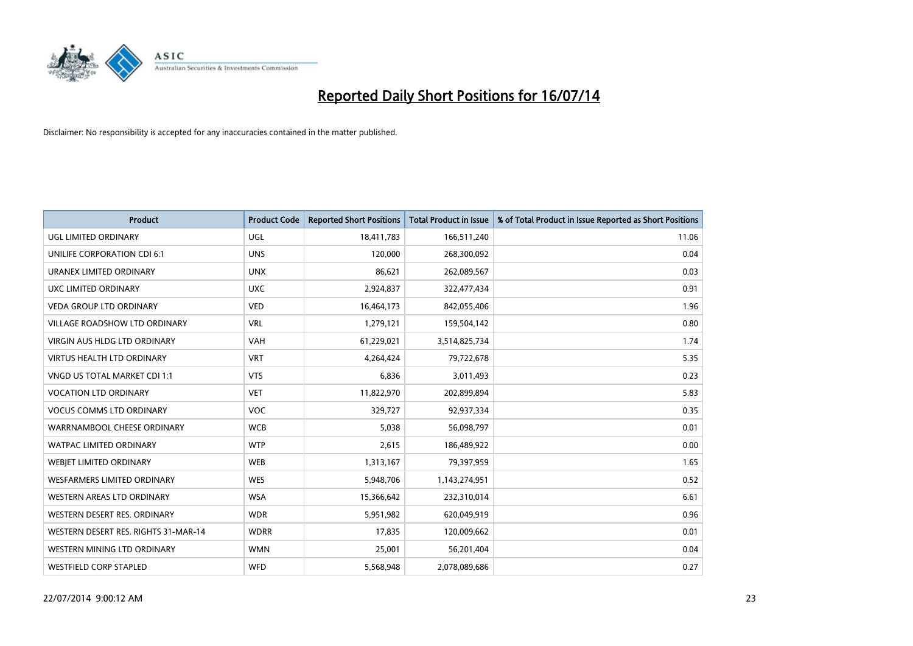# Reported Daily Short Positions for 16/07/14

Disclaimer: No responsibility is accepted for any inaccuracies contained in the matter published.

| Product | Product Code | Reported Short Positions | Total Product in Issue | % of Total Product in Issue Reported as Short Positions |
|---|---|---|---|---|
| UGL LIMITED ORDINARY | UGL | 18,411,783 | 166,511,240 | 11.06 |
| UNILIFE CORPORATION CDI 6:1 | UNS | 120,000 | 268,300,092 | 0.04 |
| URANEX LIMITED ORDINARY | UNX | 86,621 | 262,089,567 | 0.03 |
| UXC LIMITED ORDINARY | UXC | 2,924,837 | 322,477,434 | 0.91 |
| VEDA GROUP LTD ORDINARY | VED | 16,464,173 | 842,055,406 | 1.96 |
| VILLAGE ROADSHOW LTD ORDINARY | VRL | 1,279,121 | 159,504,142 | 0.80 |
| VIRGIN AUS HLDG LTD ORDINARY | VAH | 61,229,021 | 3,514,825,734 | 1.74 |
| VIRTUS HEALTH LTD ORDINARY | VRT | 4,264,424 | 79,722,678 | 5.35 |
| VNGD US TOTAL MARKET CDI 1:1 | VTS | 6,836 | 3,011,493 | 0.23 |
| VOCATION LTD ORDINARY | VET | 11,822,970 | 202,899,894 | 5.83 |
| VOCUS COMMS LTD ORDINARY | VOC | 329,727 | 92,937,334 | 0.35 |
| WARRNAMBOOL CHEESE ORDINARY | WCB | 5,038 | 56,098,797 | 0.01 |
| WATPAC LIMITED ORDINARY | WTP | 2,615 | 186,489,922 | 0.00 |
| WEBJET LIMITED ORDINARY | WEB | 1,313,167 | 79,397,959 | 1.65 |
| WESFARMERS LIMITED ORDINARY | WES | 5,948,706 | 1,143,274,951 | 0.52 |
| WESTERN AREAS LTD ORDINARY | WSA | 15,366,642 | 232,310,014 | 6.61 |
| WESTERN DESERT RES. ORDINARY | WDR | 5,951,982 | 620,049,919 | 0.96 |
| WESTERN DESERT RES. RIGHTS 31-MAR-14 | WDRR | 17,835 | 120,009,662 | 0.01 |
| WESTERN MINING LTD ORDINARY | WMN | 25,001 | 56,201,404 | 0.04 |
| WESTFIELD CORP STAPLED | WFD | 5,568,948 | 2,078,089,686 | 0.27 |

22/07/2014 9:00:12 AM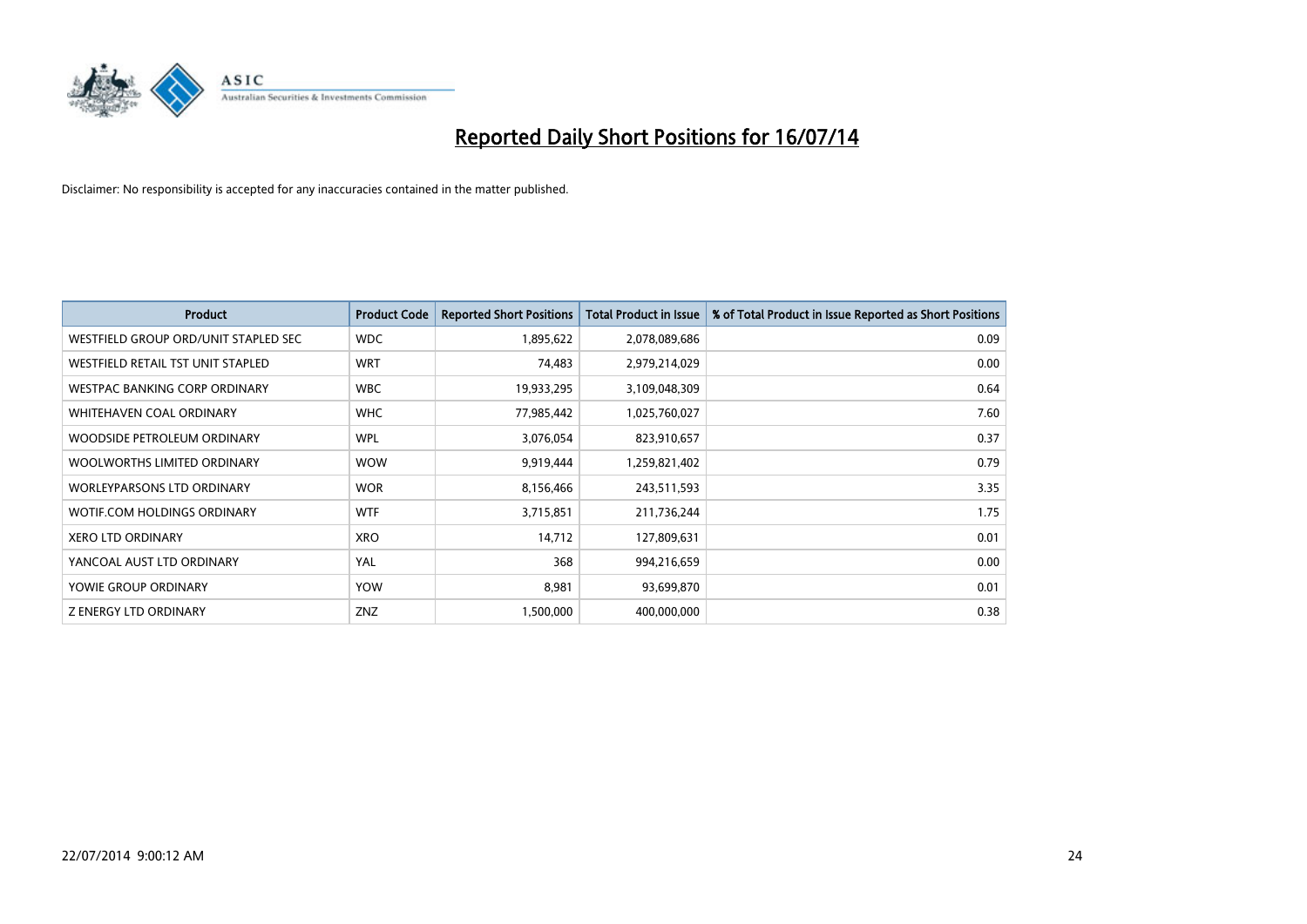# Reported Daily Short Positions for 16/07/14

Disclaimer: No responsibility is accepted for any inaccuracies contained in the matter published.

| Product | Product Code | Reported Short Positions | Total Product in Issue | % of Total Product in Issue Reported as Short Positions |
|---|---|---|---|---|
| WESTFIELD GROUP ORD/UNIT STAPLED SEC | WDC | 1,895,622 | 2,078,089,686 | 0.09 |
| WESTFIELD RETAIL TST UNIT STAPLED | WRT | 74,483 | 2,979,214,029 | 0.00 |
| WESTPAC BANKING CORP ORDINARY | WBC | 19,933,295 | 3,109,048,309 | 0.64 |
| WHITEHAVEN COAL ORDINARY | WHC | 77,985,442 | 1,025,760,027 | 7.60 |
| WOODSIDE PETROLEUM ORDINARY | WPL | 3,076,054 | 823,910,657 | 0.37 |
| WOOLWORTHS LIMITED ORDINARY | WOW | 9,919,444 | 1,259,821,402 | 0.79 |
| WORLEYPARSONS LTD ORDINARY | WOR | 8,156,466 | 243,511,593 | 3.35 |
| WOTIF.COM HOLDINGS ORDINARY | WTF | 3,715,851 | 211,736,244 | 1.75 |
| XERO LTD ORDINARY | XRO | 14,712 | 127,809,631 | 0.01 |
| YANCOAL AUST LTD ORDINARY | YAL | 368 | 994,216,659 | 0.00 |
| YOWIE GROUP ORDINARY | YOW | 8,981 | 93,699,870 | 0.01 |
| Z ENERGY LTD ORDINARY | ZNZ | 1,500,000 | 400,000,000 | 0.38 |

22/07/2014 9:00:12 AM